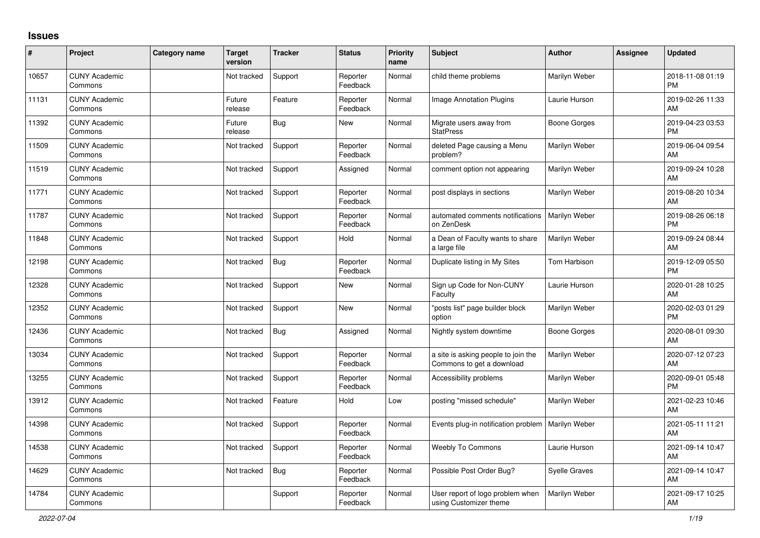# Issues

| # | Project | Category name | Target version | Tracker | Status | Priority name | Subject | Author | Assignee | Updated |
|---|---|---|---|---|---|---|---|---|---|---|
| 10657 | CUNY Academic Commons | | Not tracked | Support | Reporter Feedback | Normal | child theme problems | Marilyn Weber | | 2018-11-08 01:19 PM |
| 11131 | CUNY Academic Commons | | Future release | Feature | Reporter Feedback | Normal | Image Annotation Plugins | Laurie Hurson | | 2019-02-26 11:33 AM |
| 11392 | CUNY Academic Commons | | Future release | Bug | New | Normal | Migrate users away from StatPress | Boone Gorges | | 2019-04-23 03:53 PM |
| 11509 | CUNY Academic Commons | | Not tracked | Support | Reporter Feedback | Normal | deleted Page causing a Menu problem? | Marilyn Weber | | 2019-06-04 09:54 AM |
| 11519 | CUNY Academic Commons | | Not tracked | Support | Assigned | Normal | comment option not appearing | Marilyn Weber | | 2019-09-24 10:28 AM |
| 11771 | CUNY Academic Commons | | Not tracked | Support | Reporter Feedback | Normal | post displays in sections | Marilyn Weber | | 2019-08-20 10:34 AM |
| 11787 | CUNY Academic Commons | | Not tracked | Support | Reporter Feedback | Normal | automated comments notifications on ZenDesk | Marilyn Weber | | 2019-08-26 06:18 PM |
| 11848 | CUNY Academic Commons | | Not tracked | Support | Hold | Normal | a Dean of Faculty wants to share a large file | Marilyn Weber | | 2019-09-24 08:44 AM |
| 12198 | CUNY Academic Commons | | Not tracked | Bug | Reporter Feedback | Normal | Duplicate listing in My Sites | Tom Harbison | | 2019-12-09 05:50 PM |
| 12328 | CUNY Academic Commons | | Not tracked | Support | New | Normal | Sign up Code for Non-CUNY Faculty | Laurie Hurson | | 2020-01-28 10:25 AM |
| 12352 | CUNY Academic Commons | | Not tracked | Support | New | Normal | "posts list" page builder block option | Marilyn Weber | | 2020-02-03 01:29 PM |
| 12436 | CUNY Academic Commons | | Not tracked | Bug | Assigned | Normal | Nightly system downtime | Boone Gorges | | 2020-08-01 09:30 AM |
| 13034 | CUNY Academic Commons | | Not tracked | Support | Reporter Feedback | Normal | a site is asking people to join the Commons to get a download | Marilyn Weber | | 2020-07-12 07:23 AM |
| 13255 | CUNY Academic Commons | | Not tracked | Support | Reporter Feedback | Normal | Accessibility problems | Marilyn Weber | | 2020-09-01 05:48 PM |
| 13912 | CUNY Academic Commons | | Not tracked | Feature | Hold | Low | posting "missed schedule" | Marilyn Weber | | 2021-02-23 10:46 AM |
| 14398 | CUNY Academic Commons | | Not tracked | Support | Reporter Feedback | Normal | Events plug-in notification problem | Marilyn Weber | | 2021-05-11 11:21 AM |
| 14538 | CUNY Academic Commons | | Not tracked | Support | Reporter Feedback | Normal | Weebly To Commons | Laurie Hurson | | 2021-09-14 10:47 AM |
| 14629 | CUNY Academic Commons | | Not tracked | Bug | Reporter Feedback | Normal | Possible Post Order Bug? | Syelle Graves | | 2021-09-14 10:47 AM |
| 14784 | CUNY Academic Commons | | | Support | Reporter Feedback | Normal | User report of logo problem when using Customizer theme | Marilyn Weber | | 2021-09-17 10:25 AM |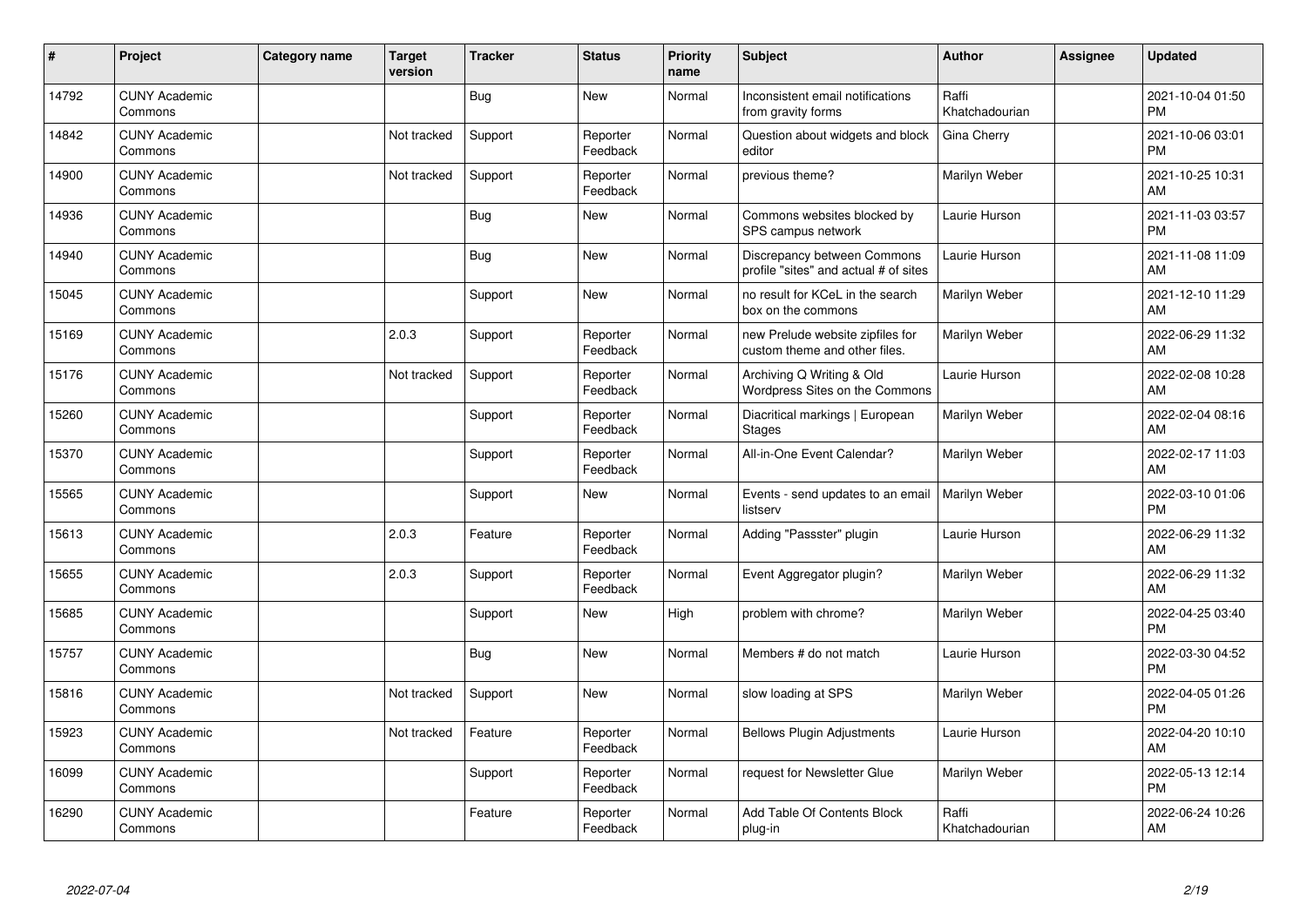| # | Project | Category name | Target version | Tracker | Status | Priority name | Subject | Author | Assignee | Updated |
|---|---|---|---|---|---|---|---|---|---|---|
| 14792 | CUNY Academic Commons | | | Bug | New | Normal | Inconsistent email notifications from gravity forms | Raffi Khatchadourian | | 2021-10-04 01:50 PM |
| 14842 | CUNY Academic Commons | | Not tracked | Support | Reporter Feedback | Normal | Question about widgets and block editor | Gina Cherry | | 2021-10-06 03:01 PM |
| 14900 | CUNY Academic Commons | | Not tracked | Support | Reporter Feedback | Normal | previous theme? | Marilyn Weber | | 2021-10-25 10:31 AM |
| 14936 | CUNY Academic Commons | | | Bug | New | Normal | Commons websites blocked by SPS campus network | Laurie Hurson | | 2021-11-03 03:57 PM |
| 14940 | CUNY Academic Commons | | | Bug | New | Normal | Discrepancy between Commons profile "sites" and actual # of sites | Laurie Hurson | | 2021-11-08 11:09 AM |
| 15045 | CUNY Academic Commons | | | Support | New | Normal | no result for KCeL in the search box on the commons | Marilyn Weber | | 2021-12-10 11:29 AM |
| 15169 | CUNY Academic Commons | | 2.0.3 | Support | Reporter Feedback | Normal | new Prelude website zipfiles for custom theme and other files. | Marilyn Weber | | 2022-06-29 11:32 AM |
| 15176 | CUNY Academic Commons | | Not tracked | Support | Reporter Feedback | Normal | Archiving Q Writing & Old Wordpress Sites on the Commons | Laurie Hurson | | 2022-02-08 10:28 AM |
| 15260 | CUNY Academic Commons | | | Support | Reporter Feedback | Normal | Diacritical markings \| European Stages | Marilyn Weber | | 2022-02-04 08:16 AM |
| 15370 | CUNY Academic Commons | | | Support | Reporter Feedback | Normal | All-in-One Event Calendar? | Marilyn Weber | | 2022-02-17 11:03 AM |
| 15565 | CUNY Academic Commons | | | Support | New | Normal | Events - send updates to an email listserv | Marilyn Weber | | 2022-03-10 01:06 PM |
| 15613 | CUNY Academic Commons | | 2.0.3 | Feature | Reporter Feedback | Normal | Adding "Passster" plugin | Laurie Hurson | | 2022-06-29 11:32 AM |
| 15655 | CUNY Academic Commons | | 2.0.3 | Support | Reporter Feedback | Normal | Event Aggregator plugin? | Marilyn Weber | | 2022-06-29 11:32 AM |
| 15685 | CUNY Academic Commons | | | Support | New | High | problem with chrome? | Marilyn Weber | | 2022-04-25 03:40 PM |
| 15757 | CUNY Academic Commons | | | Bug | New | Normal | Members # do not match | Laurie Hurson | | 2022-03-30 04:52 PM |
| 15816 | CUNY Academic Commons | | Not tracked | Support | New | Normal | slow loading at SPS | Marilyn Weber | | 2022-04-05 01:26 PM |
| 15923 | CUNY Academic Commons | | Not tracked | Feature | Reporter Feedback | Normal | Bellows Plugin Adjustments | Laurie Hurson | | 2022-04-20 10:10 AM |
| 16099 | CUNY Academic Commons | | | Support | Reporter Feedback | Normal | request for Newsletter Glue | Marilyn Weber | | 2022-05-13 12:14 PM |
| 16290 | CUNY Academic Commons | | | Feature | Reporter Feedback | Normal | Add Table Of Contents Block plug-in | Raffi Khatchadourian | | 2022-06-24 10:26 AM |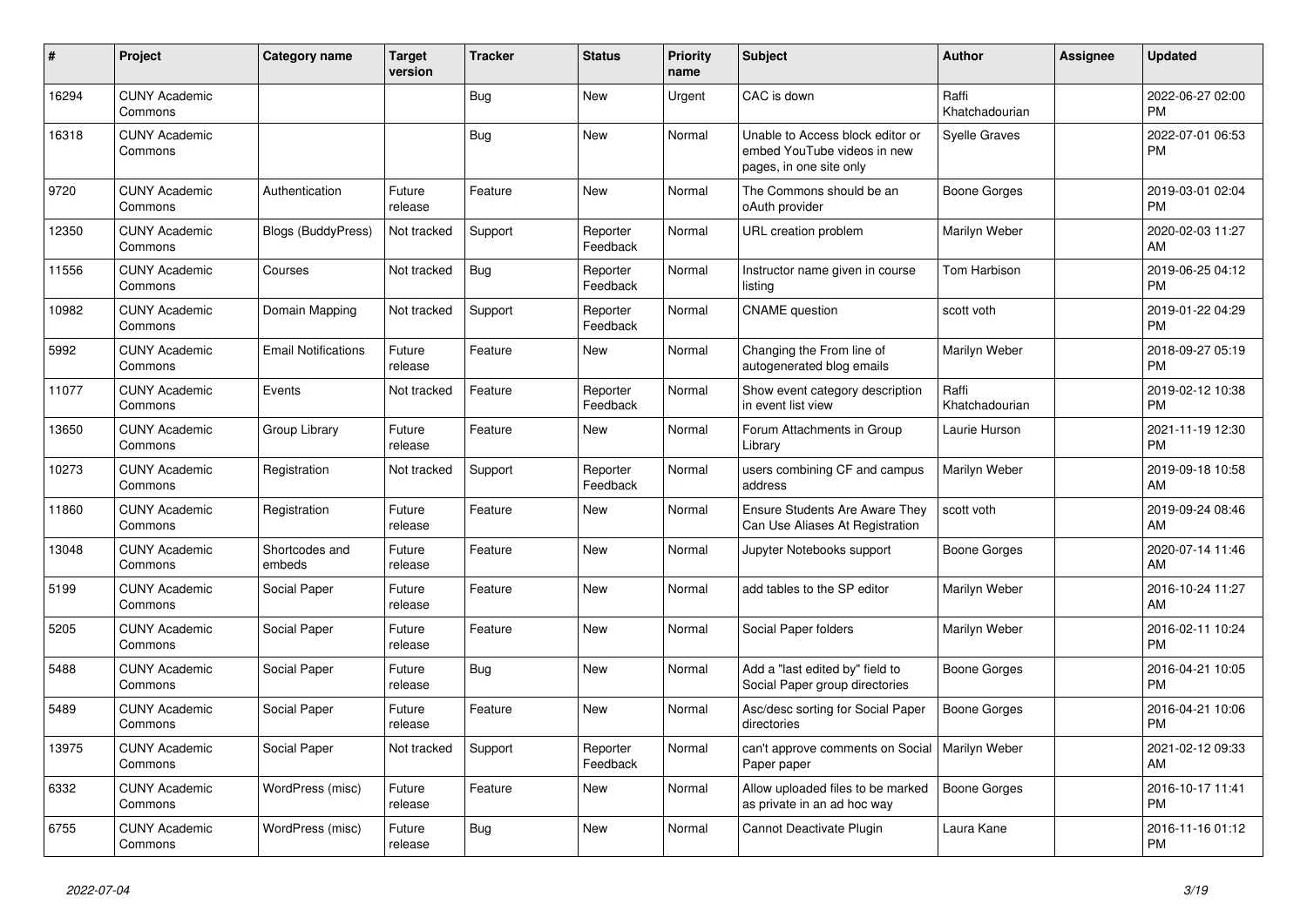| # | Project | Category name | Target version | Tracker | Status | Priority name | Subject | Author | Assignee | Updated |
|---|---|---|---|---|---|---|---|---|---|---|
| 16294 | CUNY Academic Commons | | | Bug | New | Urgent | CAC is down | Raffi Khatchadourian | | 2022-06-27 02:00 PM |
| 16318 | CUNY Academic Commons | | | Bug | New | Normal | Unable to Access block editor or embed YouTube videos in new pages, in one site only | Syelle Graves | | 2022-07-01 06:53 PM |
| 9720 | CUNY Academic Commons | Authentication | Future release | Feature | New | Normal | The Commons should be an oAuth provider | Boone Gorges | | 2019-03-01 02:04 PM |
| 12350 | CUNY Academic Commons | Blogs (BuddyPress) | Not tracked | Support | Reporter Feedback | Normal | URL creation problem | Marilyn Weber | | 2020-02-03 11:27 AM |
| 11556 | CUNY Academic Commons | Courses | Not tracked | Bug | Reporter Feedback | Normal | Instructor name given in course listing | Tom Harbison | | 2019-06-25 04:12 PM |
| 10982 | CUNY Academic Commons | Domain Mapping | Not tracked | Support | Reporter Feedback | Normal | CNAME question | scott voth | | 2019-01-22 04:29 PM |
| 5992 | CUNY Academic Commons | Email Notifications | Future release | Feature | New | Normal | Changing the From line of autogenerated blog emails | Marilyn Weber | | 2018-09-27 05:19 PM |
| 11077 | CUNY Academic Commons | Events | Not tracked | Feature | Reporter Feedback | Normal | Show event category description in event list view | Raffi Khatchadourian | | 2019-02-12 10:38 PM |
| 13650 | CUNY Academic Commons | Group Library | Future release | Feature | New | Normal | Forum Attachments in Group Library | Laurie Hurson | | 2021-11-19 12:30 PM |
| 10273 | CUNY Academic Commons | Registration | Not tracked | Support | Reporter Feedback | Normal | users combining CF and campus address | Marilyn Weber | | 2019-09-18 10:58 AM |
| 11860 | CUNY Academic Commons | Registration | Future release | Feature | New | Normal | Ensure Students Are Aware They Can Use Aliases At Registration | scott voth | | 2019-09-24 08:46 AM |
| 13048 | CUNY Academic Commons | Shortcodes and embeds | Future release | Feature | New | Normal | Jupyter Notebooks support | Boone Gorges | | 2020-07-14 11:46 AM |
| 5199 | CUNY Academic Commons | Social Paper | Future release | Feature | New | Normal | add tables to the SP editor | Marilyn Weber | | 2016-10-24 11:27 AM |
| 5205 | CUNY Academic Commons | Social Paper | Future release | Feature | New | Normal | Social Paper folders | Marilyn Weber | | 2016-02-11 10:24 PM |
| 5488 | CUNY Academic Commons | Social Paper | Future release | Bug | New | Normal | Add a "last edited by" field to Social Paper group directories | Boone Gorges | | 2016-04-21 10:05 PM |
| 5489 | CUNY Academic Commons | Social Paper | Future release | Feature | New | Normal | Asc/desc sorting for Social Paper directories | Boone Gorges | | 2016-04-21 10:06 PM |
| 13975 | CUNY Academic Commons | Social Paper | Not tracked | Support | Reporter Feedback | Normal | can't approve comments on Social Paper paper | Marilyn Weber | | 2021-02-12 09:33 AM |
| 6332 | CUNY Academic Commons | WordPress (misc) | Future release | Feature | New | Normal | Allow uploaded files to be marked as private in an ad hoc way | Boone Gorges | | 2016-10-17 11:41 PM |
| 6755 | CUNY Academic Commons | WordPress (misc) | Future release | Bug | New | Normal | Cannot Deactivate Plugin | Laura Kane | | 2016-11-16 01:12 PM |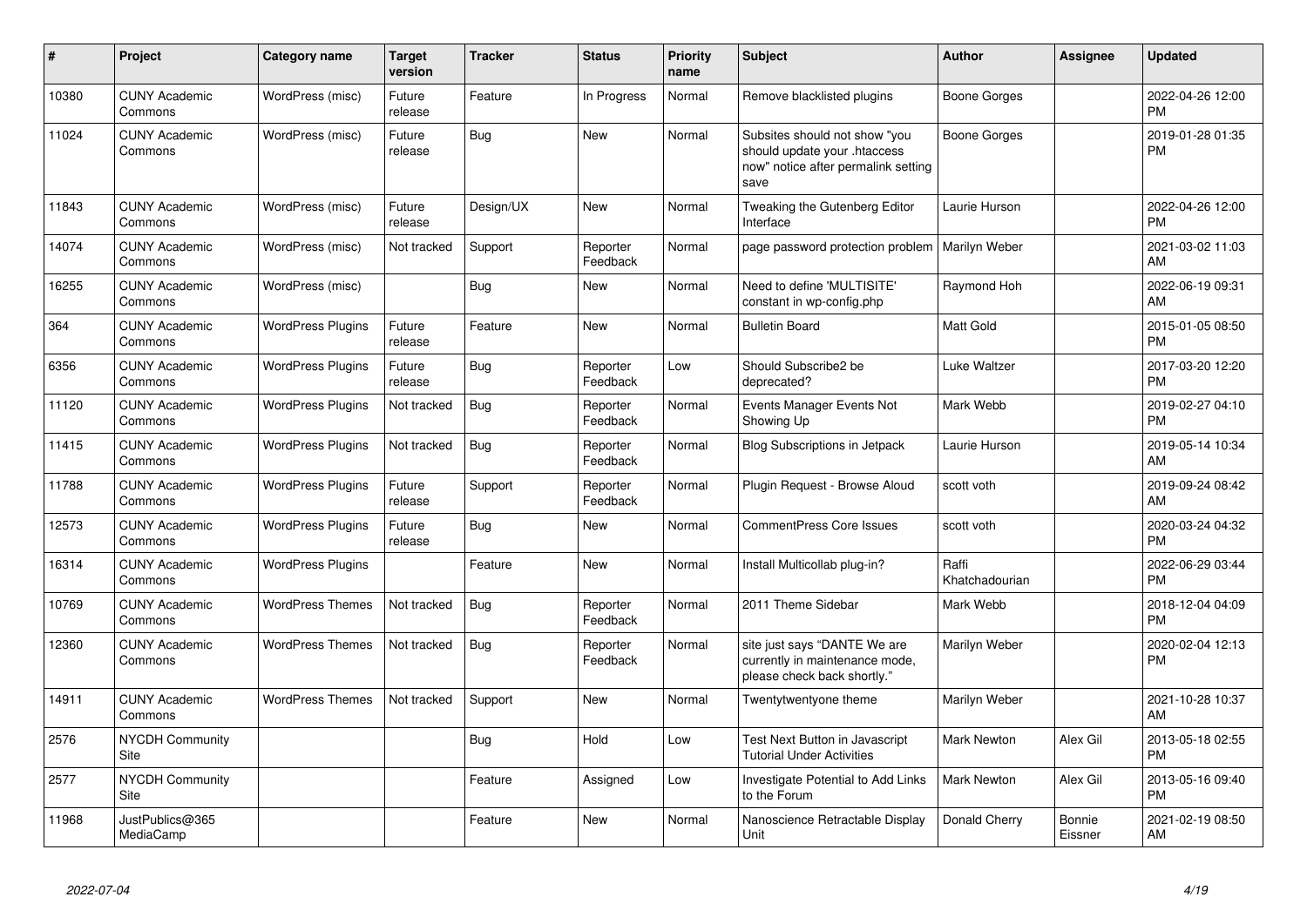| # | Project | Category name | Target version | Tracker | Status | Priority name | Subject | Author | Assignee | Updated |
|---|---|---|---|---|---|---|---|---|---|---|
| 10380 | CUNY Academic Commons | WordPress (misc) | Future release | Feature | In Progress | Normal | Remove blacklisted plugins | Boone Gorges | | 2022-04-26 12:00 PM |
| 11024 | CUNY Academic Commons | WordPress (misc) | Future release | Bug | New | Normal | Subsites should not show "you should update your .htaccess now" notice after permalink setting save | Boone Gorges | | 2019-01-28 01:35 PM |
| 11843 | CUNY Academic Commons | WordPress (misc) | Future release | Design/UX | New | Normal | Tweaking the Gutenberg Editor Interface | Laurie Hurson | | 2022-04-26 12:00 PM |
| 14074 | CUNY Academic Commons | WordPress (misc) | Not tracked | Support | Reporter Feedback | Normal | page password protection problem | Marilyn Weber | | 2021-03-02 11:03 AM |
| 16255 | CUNY Academic Commons | WordPress (misc) | | Bug | New | Normal | Need to define 'MULTISITE' constant in wp-config.php | Raymond Hoh | | 2022-06-19 09:31 AM |
| 364 | CUNY Academic Commons | WordPress Plugins | Future release | Feature | New | Normal | Bulletin Board | Matt Gold | | 2015-01-05 08:50 PM |
| 6356 | CUNY Academic Commons | WordPress Plugins | Future release | Bug | Reporter Feedback | Low | Should Subscribe2 be deprecated? | Luke Waltzer | | 2017-03-20 12:20 PM |
| 11120 | CUNY Academic Commons | WordPress Plugins | Not tracked | Bug | Reporter Feedback | Normal | Events Manager Events Not Showing Up | Mark Webb | | 2019-02-27 04:10 PM |
| 11415 | CUNY Academic Commons | WordPress Plugins | Not tracked | Bug | Reporter Feedback | Normal | Blog Subscriptions in Jetpack | Laurie Hurson | | 2019-05-14 10:34 AM |
| 11788 | CUNY Academic Commons | WordPress Plugins | Future release | Support | Reporter Feedback | Normal | Plugin Request - Browse Aloud | scott voth | | 2019-09-24 08:42 AM |
| 12573 | CUNY Academic Commons | WordPress Plugins | Future release | Bug | New | Normal | CommentPress Core Issues | scott voth | | 2020-03-24 04:32 PM |
| 16314 | CUNY Academic Commons | WordPress Plugins | | Feature | New | Normal | Install Multicollab plug-in? | Raffi Khatchadourian | | 2022-06-29 03:44 PM |
| 10769 | CUNY Academic Commons | WordPress Themes | Not tracked | Bug | Reporter Feedback | Normal | 2011 Theme Sidebar | Mark Webb | | 2018-12-04 04:09 PM |
| 12360 | CUNY Academic Commons | WordPress Themes | Not tracked | Bug | Reporter Feedback | Normal | site just says "DANTE We are currently in maintenance mode, please check back shortly." | Marilyn Weber | | 2020-02-04 12:13 PM |
| 14911 | CUNY Academic Commons | WordPress Themes | Not tracked | Support | New | Normal | Twentytwentyone theme | Marilyn Weber | | 2021-10-28 10:37 AM |
| 2576 | NYCDH Community Site | | | Bug | Hold | Low | Test Next Button in Javascript Tutorial Under Activities | Mark Newton | Alex Gil | 2013-05-18 02:55 PM |
| 2577 | NYCDH Community Site | | | Feature | Assigned | Low | Investigate Potential to Add Links to the Forum | Mark Newton | Alex Gil | 2013-05-16 09:40 PM |
| 11968 | JustPublics@365 MediaCamp | | | Feature | New | Normal | Nanoscience Retractable Display Unit | Donald Cherry | Bonnie Eissner | 2021-02-19 08:50 AM |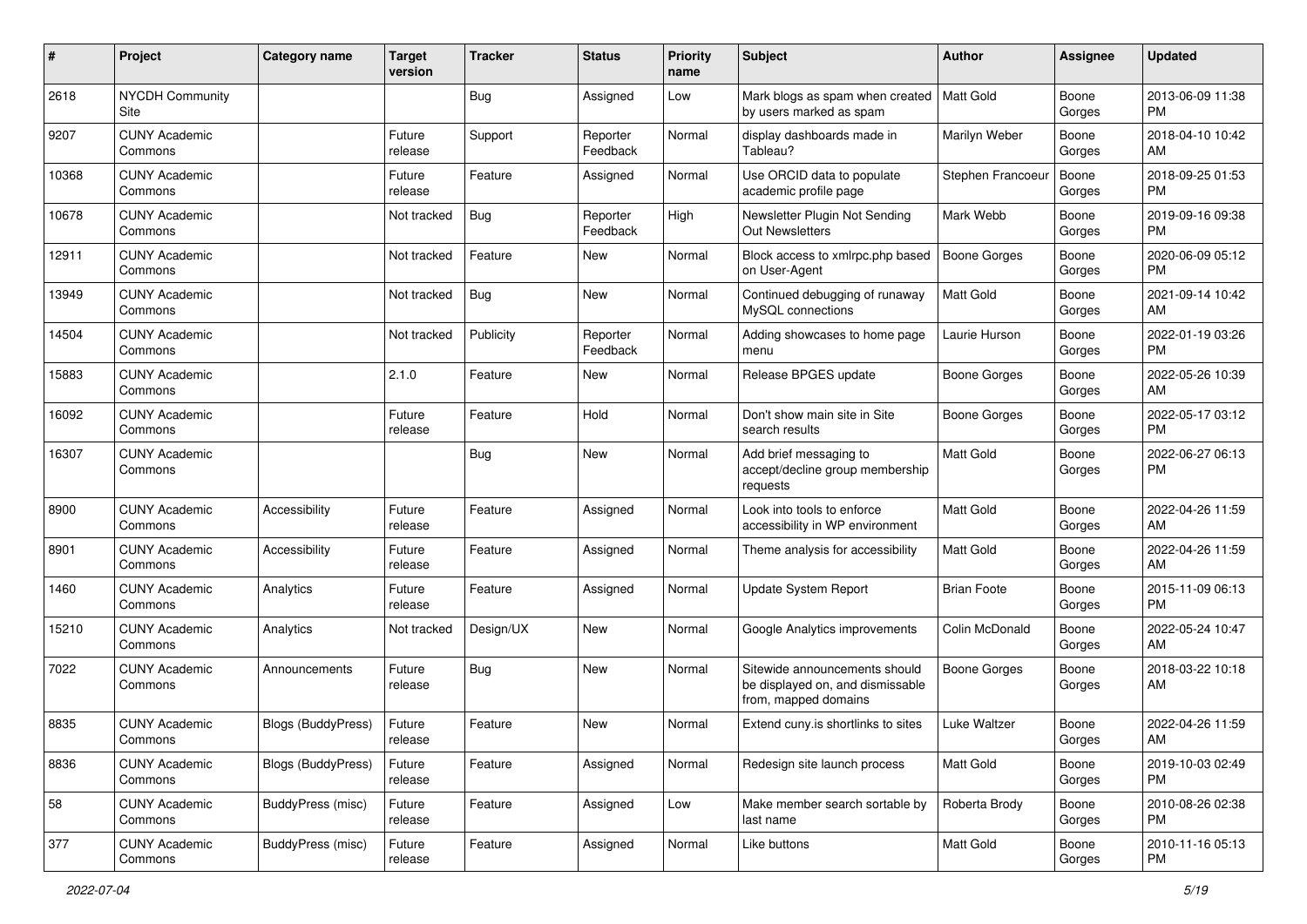| # | Project | Category name | Target version | Tracker | Status | Priority name | Subject | Author | Assignee | Updated |
|---|---|---|---|---|---|---|---|---|---|---|
| 2618 | NYCDH Community Site | | | Bug | Assigned | Low | Mark blogs as spam when created by users marked as spam | Matt Gold | Boone Gorges | 2013-06-09 11:38 PM |
| 9207 | CUNY Academic Commons | | Future release | Support | Reporter Feedback | Normal | display dashboards made in Tableau? | Marilyn Weber | Boone Gorges | 2018-04-10 10:42 AM |
| 10368 | CUNY Academic Commons | | Future release | Feature | Assigned | Normal | Use ORCID data to populate academic profile page | Stephen Francoeur | Boone Gorges | 2018-09-25 01:53 PM |
| 10678 | CUNY Academic Commons | | Not tracked | Bug | Reporter Feedback | High | Newsletter Plugin Not Sending Out Newsletters | Mark Webb | Boone Gorges | 2019-09-16 09:38 PM |
| 12911 | CUNY Academic Commons | | Not tracked | Feature | New | Normal | Block access to xmlrpc.php based on User-Agent | Boone Gorges | Boone Gorges | 2020-06-09 05:12 PM |
| 13949 | CUNY Academic Commons | | Not tracked | Bug | New | Normal | Continued debugging of runaway MySQL connections | Matt Gold | Boone Gorges | 2021-09-14 10:42 AM |
| 14504 | CUNY Academic Commons | | Not tracked | Publicity | Reporter Feedback | Normal | Adding showcases to home page menu | Laurie Hurson | Boone Gorges | 2022-01-19 03:26 PM |
| 15883 | CUNY Academic Commons | | 2.1.0 | Feature | New | Normal | Release BPGES update | Boone Gorges | Boone Gorges | 2022-05-26 10:39 AM |
| 16092 | CUNY Academic Commons | | Future release | Feature | Hold | Normal | Don't show main site in Site search results | Boone Gorges | Boone Gorges | 2022-05-17 03:12 PM |
| 16307 | CUNY Academic Commons | | | Bug | New | Normal | Add brief messaging to accept/decline group membership requests | Matt Gold | Boone Gorges | 2022-06-27 06:13 PM |
| 8900 | CUNY Academic Commons | Accessibility | Future release | Feature | Assigned | Normal | Look into tools to enforce accessibility in WP environment | Matt Gold | Boone Gorges | 2022-04-26 11:59 AM |
| 8901 | CUNY Academic Commons | Accessibility | Future release | Feature | Assigned | Normal | Theme analysis for accessibility | Matt Gold | Boone Gorges | 2022-04-26 11:59 AM |
| 1460 | CUNY Academic Commons | Analytics | Future release | Feature | Assigned | Normal | Update System Report | Brian Foote | Boone Gorges | 2015-11-09 06:13 PM |
| 15210 | CUNY Academic Commons | Analytics | Not tracked | Design/UX | New | Normal | Google Analytics improvements | Colin McDonald | Boone Gorges | 2022-05-24 10:47 AM |
| 7022 | CUNY Academic Commons | Announcements | Future release | Bug | New | Normal | Sitewide announcements should be displayed on, and dismissable from, mapped domains | Boone Gorges | Boone Gorges | 2018-03-22 10:18 AM |
| 8835 | CUNY Academic Commons | Blogs (BuddyPress) | Future release | Feature | New | Normal | Extend cuny.is shortlinks to sites | Luke Waltzer | Boone Gorges | 2022-04-26 11:59 AM |
| 8836 | CUNY Academic Commons | Blogs (BuddyPress) | Future release | Feature | Assigned | Normal | Redesign site launch process | Matt Gold | Boone Gorges | 2019-10-03 02:49 PM |
| 58 | CUNY Academic Commons | BuddyPress (misc) | Future release | Feature | Assigned | Low | Make member search sortable by last name | Roberta Brody | Boone Gorges | 2010-08-26 02:38 PM |
| 377 | CUNY Academic Commons | BuddyPress (misc) | Future release | Feature | Assigned | Normal | Like buttons | Matt Gold | Boone Gorges | 2010-11-16 05:13 PM |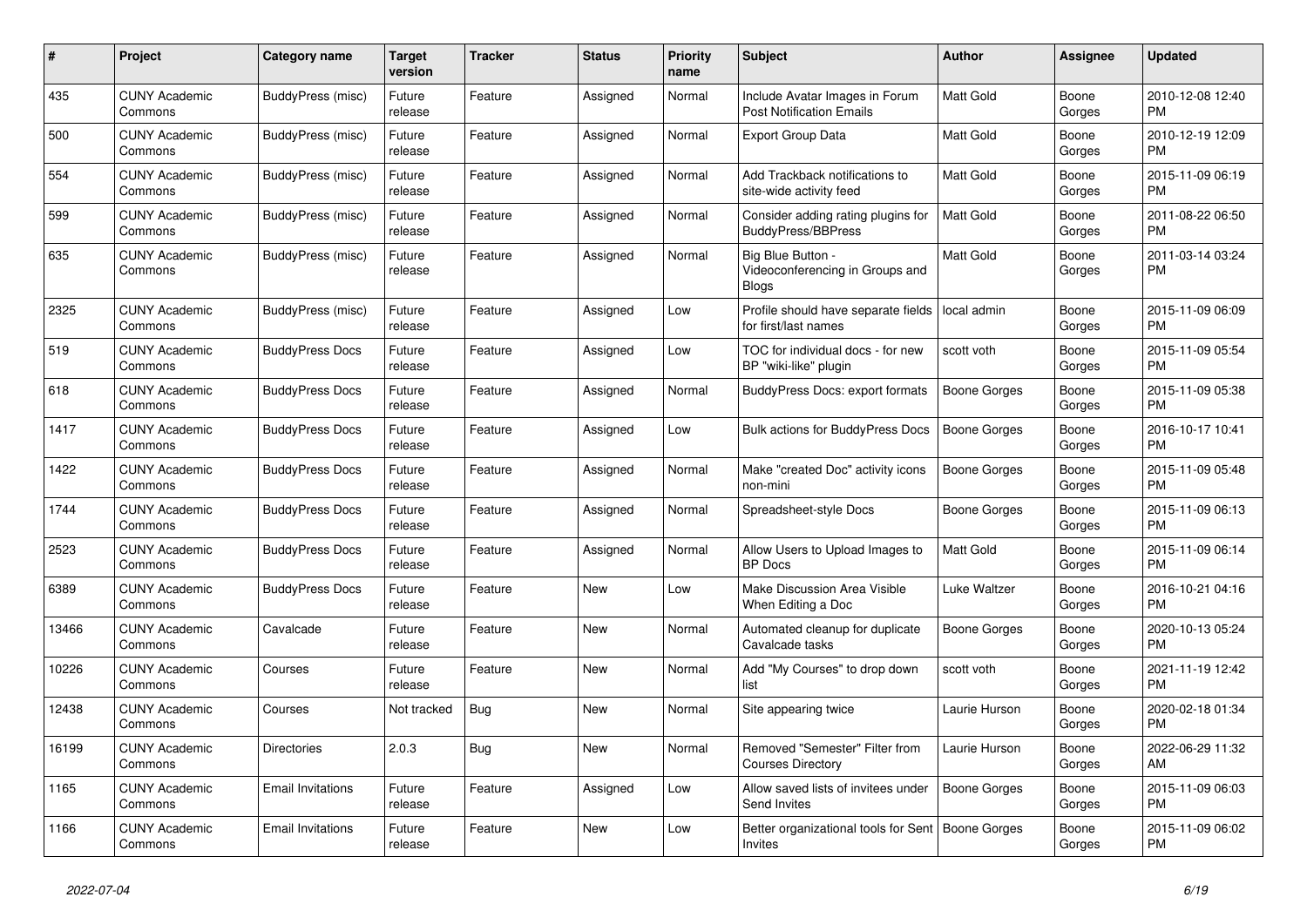| # | Project | Category name | Target version | Tracker | Status | Priority name | Subject | Author | Assignee | Updated |
|---|---|---|---|---|---|---|---|---|---|---|
| 435 | CUNY Academic Commons | BuddyPress (misc) | Future release | Feature | Assigned | Normal | Include Avatar Images in Forum Post Notification Emails | Matt Gold | Boone Gorges | 2010-12-08 12:40 PM |
| 500 | CUNY Academic Commons | BuddyPress (misc) | Future release | Feature | Assigned | Normal | Export Group Data | Matt Gold | Boone Gorges | 2010-12-19 12:09 PM |
| 554 | CUNY Academic Commons | BuddyPress (misc) | Future release | Feature | Assigned | Normal | Add Trackback notifications to site-wide activity feed | Matt Gold | Boone Gorges | 2015-11-09 06:19 PM |
| 599 | CUNY Academic Commons | BuddyPress (misc) | Future release | Feature | Assigned | Normal | Consider adding rating plugins for BuddyPress/BBPress | Matt Gold | Boone Gorges | 2011-08-22 06:50 PM |
| 635 | CUNY Academic Commons | BuddyPress (misc) | Future release | Feature | Assigned | Normal | Big Blue Button - Videoconferencing in Groups and Blogs | Matt Gold | Boone Gorges | 2011-03-14 03:24 PM |
| 2325 | CUNY Academic Commons | BuddyPress (misc) | Future release | Feature | Assigned | Low | Profile should have separate fields for first/last names | local admin | Boone Gorges | 2015-11-09 06:09 PM |
| 519 | CUNY Academic Commons | BuddyPress Docs | Future release | Feature | Assigned | Low | TOC for individual docs - for new BP "wiki-like" plugin | scott voth | Boone Gorges | 2015-11-09 05:54 PM |
| 618 | CUNY Academic Commons | BuddyPress Docs | Future release | Feature | Assigned | Normal | BuddyPress Docs: export formats | Boone Gorges | Boone Gorges | 2015-11-09 05:38 PM |
| 1417 | CUNY Academic Commons | BuddyPress Docs | Future release | Feature | Assigned | Low | Bulk actions for BuddyPress Docs | Boone Gorges | Boone Gorges | 2016-10-17 10:41 PM |
| 1422 | CUNY Academic Commons | BuddyPress Docs | Future release | Feature | Assigned | Normal | Make "created Doc" activity icons non-mini | Boone Gorges | Boone Gorges | 2015-11-09 05:48 PM |
| 1744 | CUNY Academic Commons | BuddyPress Docs | Future release | Feature | Assigned | Normal | Spreadsheet-style Docs | Boone Gorges | Boone Gorges | 2015-11-09 06:13 PM |
| 2523 | CUNY Academic Commons | BuddyPress Docs | Future release | Feature | Assigned | Normal | Allow Users to Upload Images to BP Docs | Matt Gold | Boone Gorges | 2015-11-09 06:14 PM |
| 6389 | CUNY Academic Commons | BuddyPress Docs | Future release | Feature | New | Low | Make Discussion Area Visible When Editing a Doc | Luke Waltzer | Boone Gorges | 2016-10-21 04:16 PM |
| 13466 | CUNY Academic Commons | Cavalcade | Future release | Feature | New | Normal | Automated cleanup for duplicate Cavalcade tasks | Boone Gorges | Boone Gorges | 2020-10-13 05:24 PM |
| 10226 | CUNY Academic Commons | Courses | Future release | Feature | New | Normal | Add "My Courses" to drop down list | scott voth | Boone Gorges | 2021-11-19 12:42 PM |
| 12438 | CUNY Academic Commons | Courses | Not tracked | Bug | New | Normal | Site appearing twice | Laurie Hurson | Boone Gorges | 2020-02-18 01:34 PM |
| 16199 | CUNY Academic Commons | Directories | 2.0.3 | Bug | New | Normal | Removed "Semester" Filter from Courses Directory | Laurie Hurson | Boone Gorges | 2022-06-29 11:32 AM |
| 1165 | CUNY Academic Commons | Email Invitations | Future release | Feature | Assigned | Low | Allow saved lists of invitees under Send Invites | Boone Gorges | Boone Gorges | 2015-11-09 06:03 PM |
| 1166 | CUNY Academic Commons | Email Invitations | Future release | Feature | New | Low | Better organizational tools for Sent Invites | Boone Gorges | Boone Gorges | 2015-11-09 06:02 PM |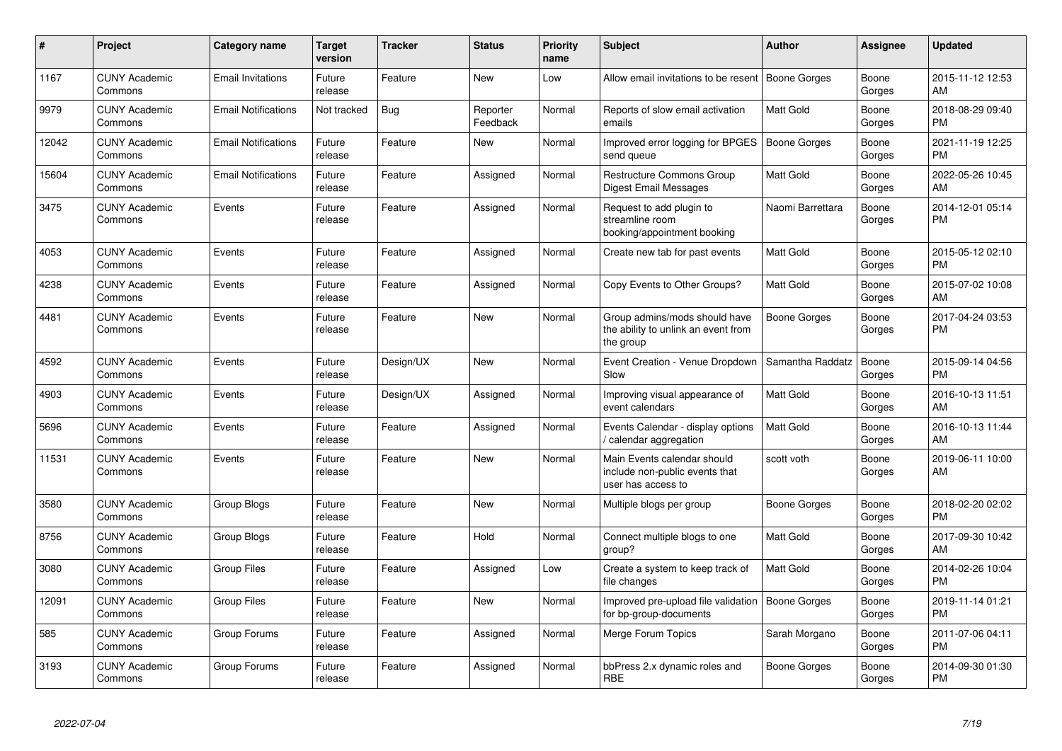| # | Project | Category name | Target version | Tracker | Status | Priority name | Subject | Author | Assignee | Updated |
|---|---|---|---|---|---|---|---|---|---|---|
| 1167 | CUNY Academic Commons | Email Invitations | Future release | Feature | New | Low | Allow email invitations to be resent | Boone Gorges | Boone Gorges | 2015-11-12 12:53 AM |
| 9979 | CUNY Academic Commons | Email Notifications | Not tracked | Bug | Reporter Feedback | Normal | Reports of slow email activation emails | Matt Gold | Boone Gorges | 2018-08-29 09:40 PM |
| 12042 | CUNY Academic Commons | Email Notifications | Future release | Feature | New | Normal | Improved error logging for BPGES send queue | Boone Gorges | Boone Gorges | 2021-11-19 12:25 PM |
| 15604 | CUNY Academic Commons | Email Notifications | Future release | Feature | Assigned | Normal | Restructure Commons Group Digest Email Messages | Matt Gold | Boone Gorges | 2022-05-26 10:45 AM |
| 3475 | CUNY Academic Commons | Events | Future release | Feature | Assigned | Normal | Request to add plugin to streamline room booking/appointment booking | Naomi Barrettara | Boone Gorges | 2014-12-01 05:14 PM |
| 4053 | CUNY Academic Commons | Events | Future release | Feature | Assigned | Normal | Create new tab for past events | Matt Gold | Boone Gorges | 2015-05-12 02:10 PM |
| 4238 | CUNY Academic Commons | Events | Future release | Feature | Assigned | Normal | Copy Events to Other Groups? | Matt Gold | Boone Gorges | 2015-07-02 10:08 AM |
| 4481 | CUNY Academic Commons | Events | Future release | Feature | New | Normal | Group admins/mods should have the ability to unlink an event from the group | Boone Gorges | Boone Gorges | 2017-04-24 03:53 PM |
| 4592 | CUNY Academic Commons | Events | Future release | Design/UX | New | Normal | Event Creation - Venue Dropdown Slow | Samantha Raddatz | Boone Gorges | 2015-09-14 04:56 PM |
| 4903 | CUNY Academic Commons | Events | Future release | Design/UX | Assigned | Normal | Improving visual appearance of event calendars | Matt Gold | Boone Gorges | 2016-10-13 11:51 AM |
| 5696 | CUNY Academic Commons | Events | Future release | Feature | Assigned | Normal | Events Calendar - display options / calendar aggregation | Matt Gold | Boone Gorges | 2016-10-13 11:44 AM |
| 11531 | CUNY Academic Commons | Events | Future release | Feature | New | Normal | Main Events calendar should include non-public events that user has access to | scott voth | Boone Gorges | 2019-06-11 10:00 AM |
| 3580 | CUNY Academic Commons | Group Blogs | Future release | Feature | New | Normal | Multiple blogs per group | Boone Gorges | Boone Gorges | 2018-02-20 02:02 PM |
| 8756 | CUNY Academic Commons | Group Blogs | Future release | Feature | Hold | Normal | Connect multiple blogs to one group? | Matt Gold | Boone Gorges | 2017-09-30 10:42 AM |
| 3080 | CUNY Academic Commons | Group Files | Future release | Feature | Assigned | Low | Create a system to keep track of file changes | Matt Gold | Boone Gorges | 2014-02-26 10:04 PM |
| 12091 | CUNY Academic Commons | Group Files | Future release | Feature | New | Normal | Improved pre-upload file validation for bp-group-documents | Boone Gorges | Boone Gorges | 2019-11-14 01:21 PM |
| 585 | CUNY Academic Commons | Group Forums | Future release | Feature | Assigned | Normal | Merge Forum Topics | Sarah Morgano | Boone Gorges | 2011-07-06 04:11 PM |
| 3193 | CUNY Academic Commons | Group Forums | Future release | Feature | Assigned | Normal | bbPress 2.x dynamic roles and RBE | Boone Gorges | Boone Gorges | 2014-09-30 01:30 PM |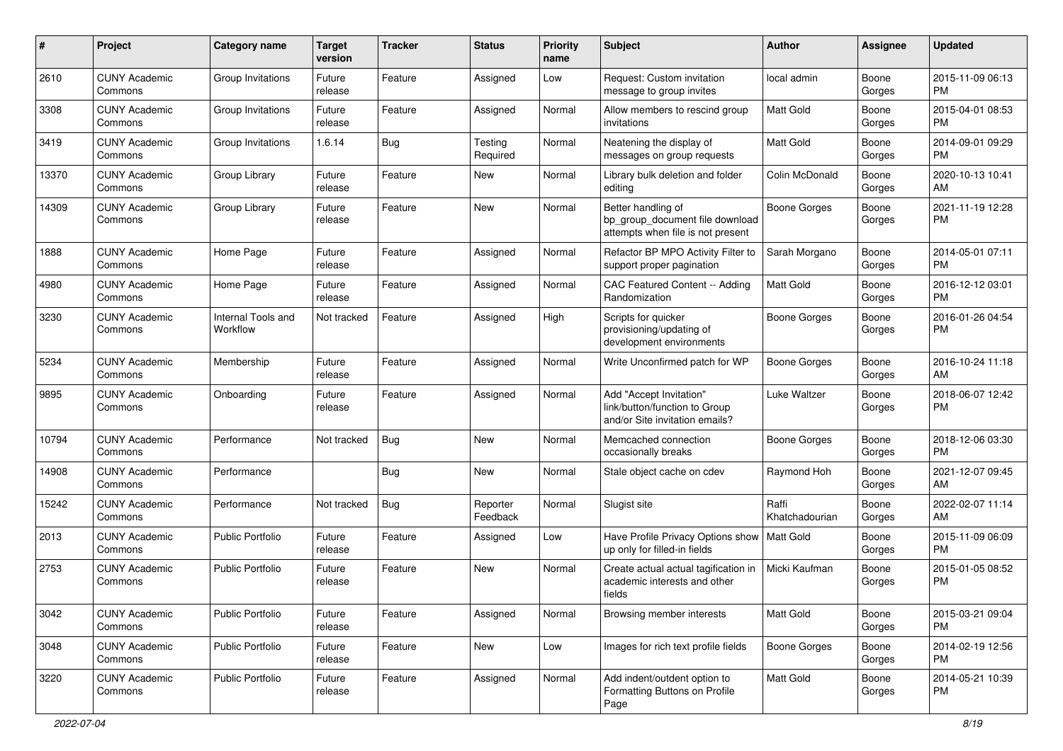| # | Project | Category name | Target version | Tracker | Status | Priority name | Subject | Author | Assignee | Updated |
|---|---|---|---|---|---|---|---|---|---|---|
| 2610 | CUNY Academic Commons | Group Invitations | Future release | Feature | Assigned | Low | Request: Custom invitation message to group invites | local admin | Boone Gorges | 2015-11-09 06:13 PM |
| 3308 | CUNY Academic Commons | Group Invitations | Future release | Feature | Assigned | Normal | Allow members to rescind group invitations | Matt Gold | Boone Gorges | 2015-04-01 08:53 PM |
| 3419 | CUNY Academic Commons | Group Invitations | 1.6.14 | Bug | Testing Required | Normal | Neatening the display of messages on group requests | Matt Gold | Boone Gorges | 2014-09-01 09:29 PM |
| 13370 | CUNY Academic Commons | Group Library | Future release | Feature | New | Normal | Library bulk deletion and folder editing | Colin McDonald | Boone Gorges | 2020-10-13 10:41 AM |
| 14309 | CUNY Academic Commons | Group Library | Future release | Feature | New | Normal | Better handling of bp_group_document file download attempts when file is not present | Boone Gorges | Boone Gorges | 2021-11-19 12:28 PM |
| 1888 | CUNY Academic Commons | Home Page | Future release | Feature | Assigned | Normal | Refactor BP MPO Activity Filter to support proper pagination | Sarah Morgano | Boone Gorges | 2014-05-01 07:11 PM |
| 4980 | CUNY Academic Commons | Home Page | Future release | Feature | Assigned | Normal | CAC Featured Content -- Adding Randomization | Matt Gold | Boone Gorges | 2016-12-12 03:01 PM |
| 3230 | CUNY Academic Commons | Internal Tools and Workflow | Not tracked | Feature | Assigned | High | Scripts for quicker provisioning/updating of development environments | Boone Gorges | Boone Gorges | 2016-01-26 04:54 PM |
| 5234 | CUNY Academic Commons | Membership | Future release | Feature | Assigned | Normal | Write Unconfirmed patch for WP | Boone Gorges | Boone Gorges | 2016-10-24 11:18 AM |
| 9895 | CUNY Academic Commons | Onboarding | Future release | Feature | Assigned | Normal | Add "Accept Invitation" link/button/function to Group and/or Site invitation emails? | Luke Waltzer | Boone Gorges | 2018-06-07 12:42 PM |
| 10794 | CUNY Academic Commons | Performance | Not tracked | Bug | New | Normal | Memcached connection occasionally breaks | Boone Gorges | Boone Gorges | 2018-12-06 03:30 PM |
| 14908 | CUNY Academic Commons | Performance | | Bug | New | Normal | Stale object cache on cdev | Raymond Hoh | Boone Gorges | 2021-12-07 09:45 AM |
| 15242 | CUNY Academic Commons | Performance | Not tracked | Bug | Reporter Feedback | Normal | Slugist site | Raffi Khatchadourian | Boone Gorges | 2022-02-07 11:14 AM |
| 2013 | CUNY Academic Commons | Public Portfolio | Future release | Feature | Assigned | Low | Have Profile Privacy Options show up only for filled-in fields | Matt Gold | Boone Gorges | 2015-11-09 06:09 PM |
| 2753 | CUNY Academic Commons | Public Portfolio | Future release | Feature | New | Normal | Create actual actual tagification in academic interests and other fields | Micki Kaufman | Boone Gorges | 2015-01-05 08:52 PM |
| 3042 | CUNY Academic Commons | Public Portfolio | Future release | Feature | Assigned | Normal | Browsing member interests | Matt Gold | Boone Gorges | 2015-03-21 09:04 PM |
| 3048 | CUNY Academic Commons | Public Portfolio | Future release | Feature | New | Low | Images for rich text profile fields | Boone Gorges | Boone Gorges | 2014-02-19 12:56 PM |
| 3220 | CUNY Academic Commons | Public Portfolio | Future release | Feature | Assigned | Normal | Add indent/outdent option to Formatting Buttons on Profile Page | Matt Gold | Boone Gorges | 2014-05-21 10:39 PM |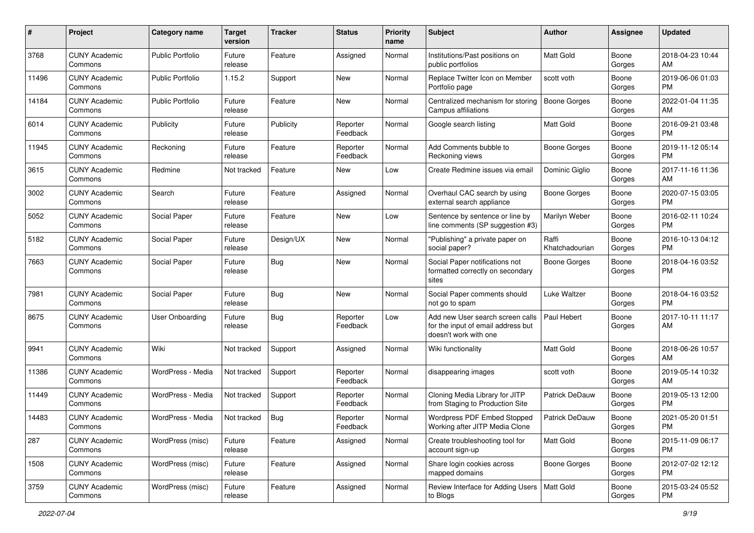| # | Project | Category name | Target version | Tracker | Status | Priority name | Subject | Author | Assignee | Updated |
|---|---|---|---|---|---|---|---|---|---|---|
| 3768 | CUNY Academic Commons | Public Portfolio | Future release | Feature | Assigned | Normal | Institutions/Past positions on public portfolios | Matt Gold | Boone Gorges | 2018-04-23 10:44 AM |
| 11496 | CUNY Academic Commons | Public Portfolio | 1.15.2 | Support | New | Normal | Replace Twitter Icon on Member Portfolio page | scott voth | Boone Gorges | 2019-06-06 01:03 PM |
| 14184 | CUNY Academic Commons | Public Portfolio | Future release | Feature | New | Normal | Centralized mechanism for storing Campus affiliations | Boone Gorges | Boone Gorges | 2022-01-04 11:35 AM |
| 6014 | CUNY Academic Commons | Publicity | Future release | Publicity | Reporter Feedback | Normal | Google search listing | Matt Gold | Boone Gorges | 2016-09-21 03:48 PM |
| 11945 | CUNY Academic Commons | Reckoning | Future release | Feature | Reporter Feedback | Normal | Add Comments bubble to Reckoning views | Boone Gorges | Boone Gorges | 2019-11-12 05:14 PM |
| 3615 | CUNY Academic Commons | Redmine | Not tracked | Feature | New | Low | Create Redmine issues via email | Dominic Giglio | Boone Gorges | 2017-11-16 11:36 AM |
| 3002 | CUNY Academic Commons | Search | Future release | Feature | Assigned | Normal | Overhaul CAC search by using external search appliance | Boone Gorges | Boone Gorges | 2020-07-15 03:05 PM |
| 5052 | CUNY Academic Commons | Social Paper | Future release | Feature | New | Low | Sentence by sentence or line by line comments (SP suggestion #3) | Marilyn Weber | Boone Gorges | 2016-02-11 10:24 PM |
| 5182 | CUNY Academic Commons | Social Paper | Future release | Design/UX | New | Normal | "Publishing" a private paper on social paper? | Raffi Khatchadourian | Boone Gorges | 2016-10-13 04:12 PM |
| 7663 | CUNY Academic Commons | Social Paper | Future release | Bug | New | Normal | Social Paper notifications not formatted correctly on secondary sites | Boone Gorges | Boone Gorges | 2018-04-16 03:52 PM |
| 7981 | CUNY Academic Commons | Social Paper | Future release | Bug | New | Normal | Social Paper comments should not go to spam | Luke Waltzer | Boone Gorges | 2018-04-16 03:52 PM |
| 8675 | CUNY Academic Commons | User Onboarding | Future release | Bug | Reporter Feedback | Low | Add new User search screen calls for the input of email address but doesn't work with one | Paul Hebert | Boone Gorges | 2017-10-11 11:17 AM |
| 9941 | CUNY Academic Commons | Wiki | Not tracked | Support | Assigned | Normal | Wiki functionality | Matt Gold | Boone Gorges | 2018-06-26 10:57 AM |
| 11386 | CUNY Academic Commons | WordPress - Media | Not tracked | Support | Reporter Feedback | Normal | disappearing images | scott voth | Boone Gorges | 2019-05-14 10:32 AM |
| 11449 | CUNY Academic Commons | WordPress - Media | Not tracked | Support | Reporter Feedback | Normal | Cloning Media Library for JITP from Staging to Production Site | Patrick DeDauw | Boone Gorges | 2019-05-13 12:00 PM |
| 14483 | CUNY Academic Commons | WordPress - Media | Not tracked | Bug | Reporter Feedback | Normal | Wordpress PDF Embed Stopped Working after JITP Media Clone | Patrick DeDauw | Boone Gorges | 2021-05-20 01:51 PM |
| 287 | CUNY Academic Commons | WordPress (misc) | Future release | Feature | Assigned | Normal | Create troubleshooting tool for account sign-up | Matt Gold | Boone Gorges | 2015-11-09 06:17 PM |
| 1508 | CUNY Academic Commons | WordPress (misc) | Future release | Feature | Assigned | Normal | Share login cookies across mapped domains | Boone Gorges | Boone Gorges | 2012-07-02 12:12 PM |
| 3759 | CUNY Academic Commons | WordPress (misc) | Future release | Feature | Assigned | Normal | Review Interface for Adding Users to Blogs | Matt Gold | Boone Gorges | 2015-03-24 05:52 PM |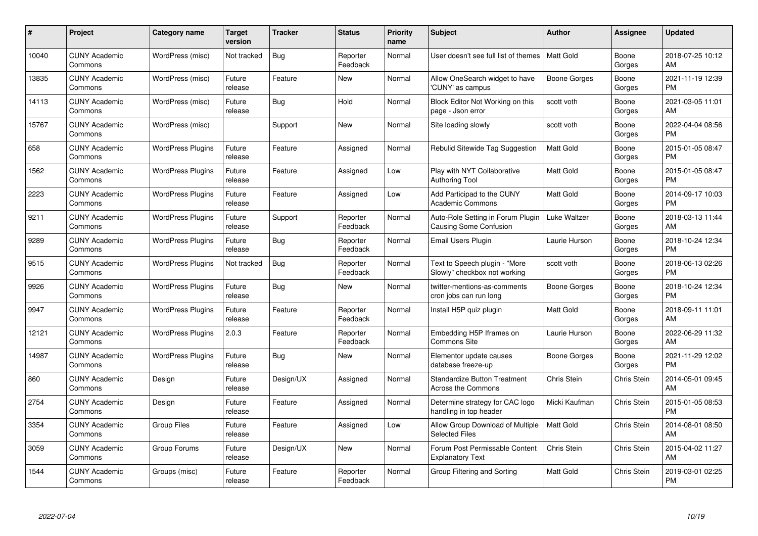| # | Project | Category name | Target version | Tracker | Status | Priority name | Subject | Author | Assignee | Updated |
|---|---|---|---|---|---|---|---|---|---|---|
| 10040 | CUNY Academic Commons | WordPress (misc) | Not tracked | Bug | Reporter Feedback | Normal | User doesn't see full list of themes | Matt Gold | Boone Gorges | 2018-07-25 10:12 AM |
| 13835 | CUNY Academic Commons | WordPress (misc) | Future release | Feature | New | Normal | Allow OneSearch widget to have 'CUNY' as campus | Boone Gorges | Boone Gorges | 2021-11-19 12:39 PM |
| 14113 | CUNY Academic Commons | WordPress (misc) | Future release | Bug | Hold | Normal | Block Editor Not Working on this page - Json error | scott voth | Boone Gorges | 2021-03-05 11:01 AM |
| 15767 | CUNY Academic Commons | WordPress (misc) | | Support | New | Normal | Site loading slowly | scott voth | Boone Gorges | 2022-04-04 08:56 PM |
| 658 | CUNY Academic Commons | WordPress Plugins | Future release | Feature | Assigned | Normal | Rebulid Sitewide Tag Suggestion | Matt Gold | Boone Gorges | 2015-01-05 08:47 PM |
| 1562 | CUNY Academic Commons | WordPress Plugins | Future release | Feature | Assigned | Low | Play with NYT Collaborative Authoring Tool | Matt Gold | Boone Gorges | 2015-01-05 08:47 PM |
| 2223 | CUNY Academic Commons | WordPress Plugins | Future release | Feature | Assigned | Low | Add Participad to the CUNY Academic Commons | Matt Gold | Boone Gorges | 2014-09-17 10:03 PM |
| 9211 | CUNY Academic Commons | WordPress Plugins | Future release | Support | Reporter Feedback | Normal | Auto-Role Setting in Forum Plugin Causing Some Confusion | Luke Waltzer | Boone Gorges | 2018-03-13 11:44 AM |
| 9289 | CUNY Academic Commons | WordPress Plugins | Future release | Bug | Reporter Feedback | Normal | Email Users Plugin | Laurie Hurson | Boone Gorges | 2018-10-24 12:34 PM |
| 9515 | CUNY Academic Commons | WordPress Plugins | Not tracked | Bug | Reporter Feedback | Normal | Text to Speech plugin - "More Slowly" checkbox not working | scott voth | Boone Gorges | 2018-06-13 02:26 PM |
| 9926 | CUNY Academic Commons | WordPress Plugins | Future release | Bug | New | Normal | twitter-mentions-as-comments cron jobs can run long | Boone Gorges | Boone Gorges | 2018-10-24 12:34 PM |
| 9947 | CUNY Academic Commons | WordPress Plugins | Future release | Feature | Reporter Feedback | Normal | Install H5P quiz plugin | Matt Gold | Boone Gorges | 2018-09-11 11:01 AM |
| 12121 | CUNY Academic Commons | WordPress Plugins | 2.0.3 | Feature | Reporter Feedback | Normal | Embedding H5P Iframes on Commons Site | Laurie Hurson | Boone Gorges | 2022-06-29 11:32 AM |
| 14987 | CUNY Academic Commons | WordPress Plugins | Future release | Bug | New | Normal | Elementor update causes database freeze-up | Boone Gorges | Boone Gorges | 2021-11-29 12:02 PM |
| 860 | CUNY Academic Commons | Design | Future release | Design/UX | Assigned | Normal | Standardize Button Treatment Across the Commons | Chris Stein | Chris Stein | 2014-05-01 09:45 AM |
| 2754 | CUNY Academic Commons | Design | Future release | Feature | Assigned | Normal | Determine strategy for CAC logo handling in top header | Micki Kaufman | Chris Stein | 2015-01-05 08:53 PM |
| 3354 | CUNY Academic Commons | Group Files | Future release | Feature | Assigned | Low | Allow Group Download of Multiple Selected Files | Matt Gold | Chris Stein | 2014-08-01 08:50 AM |
| 3059 | CUNY Academic Commons | Group Forums | Future release | Design/UX | New | Normal | Forum Post Permissable Content Explanatory Text | Chris Stein | Chris Stein | 2015-04-02 11:27 AM |
| 1544 | CUNY Academic Commons | Groups (misc) | Future release | Feature | Reporter Feedback | Normal | Group Filtering and Sorting | Matt Gold | Chris Stein | 2019-03-01 02:25 PM |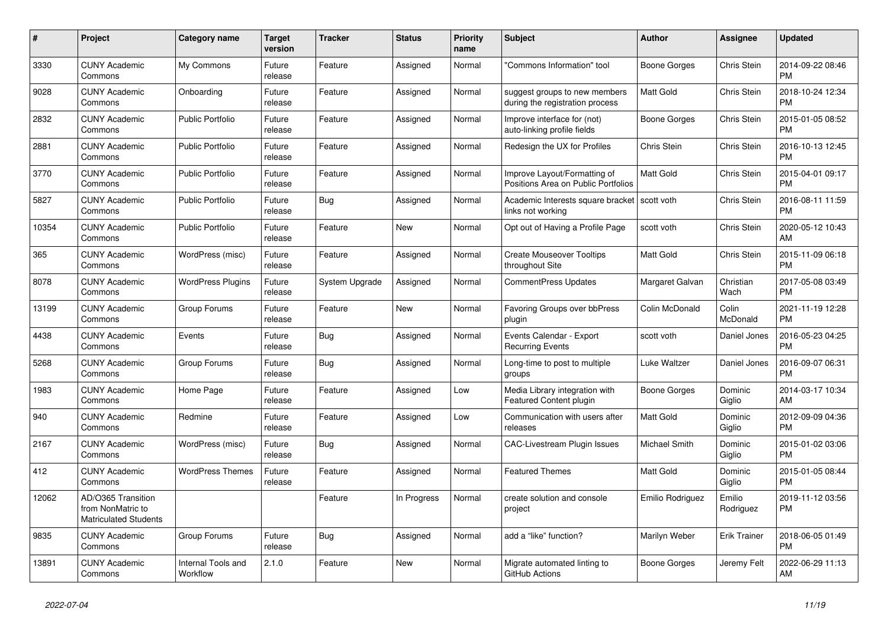| # | Project | Category name | Target version | Tracker | Status | Priority name | Subject | Author | Assignee | Updated |
|---|---|---|---|---|---|---|---|---|---|---|
| 3330 | CUNY Academic Commons | My Commons | Future release | Feature | Assigned | Normal | "Commons Information" tool | Boone Gorges | Chris Stein | 2014-09-22 08:46 PM |
| 9028 | CUNY Academic Commons | Onboarding | Future release | Feature | Assigned | Normal | suggest groups to new members during the registration process | Matt Gold | Chris Stein | 2018-10-24 12:34 PM |
| 2832 | CUNY Academic Commons | Public Portfolio | Future release | Feature | Assigned | Normal | Improve interface for (not) auto-linking profile fields | Boone Gorges | Chris Stein | 2015-01-05 08:52 PM |
| 2881 | CUNY Academic Commons | Public Portfolio | Future release | Feature | Assigned | Normal | Redesign the UX for Profiles | Chris Stein | Chris Stein | 2016-10-13 12:45 PM |
| 3770 | CUNY Academic Commons | Public Portfolio | Future release | Feature | Assigned | Normal | Improve Layout/Formatting of Positions Area on Public Portfolios | Matt Gold | Chris Stein | 2015-04-01 09:17 PM |
| 5827 | CUNY Academic Commons | Public Portfolio | Future release | Bug | Assigned | Normal | Academic Interests square bracket links not working | scott voth | Chris Stein | 2016-08-11 11:59 PM |
| 10354 | CUNY Academic Commons | Public Portfolio | Future release | Feature | New | Normal | Opt out of Having a Profile Page | scott voth | Chris Stein | 2020-05-12 10:43 AM |
| 365 | CUNY Academic Commons | WordPress (misc) | Future release | Feature | Assigned | Normal | Create Mouseover Tooltips throughout Site | Matt Gold | Chris Stein | 2015-11-09 06:18 PM |
| 8078 | CUNY Academic Commons | WordPress Plugins | Future release | System Upgrade | Assigned | Normal | CommentPress Updates | Margaret Galvan | Christian Wach | 2017-05-08 03:49 PM |
| 13199 | CUNY Academic Commons | Group Forums | Future release | Feature | New | Normal | Favoring Groups over bbPress plugin | Colin McDonald | Colin McDonald | 2021-11-19 12:28 PM |
| 4438 | CUNY Academic Commons | Events | Future release | Bug | Assigned | Normal | Events Calendar - Export Recurring Events | scott voth | Daniel Jones | 2016-05-23 04:25 PM |
| 5268 | CUNY Academic Commons | Group Forums | Future release | Bug | Assigned | Normal | Long-time to post to multiple groups | Luke Waltzer | Daniel Jones | 2016-09-07 06:31 PM |
| 1983 | CUNY Academic Commons | Home Page | Future release | Feature | Assigned | Low | Media Library integration with Featured Content plugin | Boone Gorges | Dominic Giglio | 2014-03-17 10:34 AM |
| 940 | CUNY Academic Commons | Redmine | Future release | Feature | Assigned | Low | Communication with users after releases | Matt Gold | Dominic Giglio | 2012-09-09 04:36 PM |
| 2167 | CUNY Academic Commons | WordPress (misc) | Future release | Bug | Assigned | Normal | CAC-Livestream Plugin Issues | Michael Smith | Dominic Giglio | 2015-01-02 03:06 PM |
| 412 | CUNY Academic Commons | WordPress Themes | Future release | Feature | Assigned | Normal | Featured Themes | Matt Gold | Dominic Giglio | 2015-01-05 08:44 PM |
| 12062 | AD/O365 Transition from NonMatric to Matriculated Students | | | Feature | In Progress | Normal | create solution and console project | Emilio Rodriguez | Emilio Rodriguez | 2019-11-12 03:56 PM |
| 9835 | CUNY Academic Commons | Group Forums | Future release | Bug | Assigned | Normal | add a "like" function? | Marilyn Weber | Erik Trainer | 2018-06-05 01:49 PM |
| 13891 | CUNY Academic Commons | Internal Tools and Workflow | 2.1.0 | Feature | New | Normal | Migrate automated linting to GitHub Actions | Boone Gorges | Jeremy Felt | 2022-06-29 11:13 AM |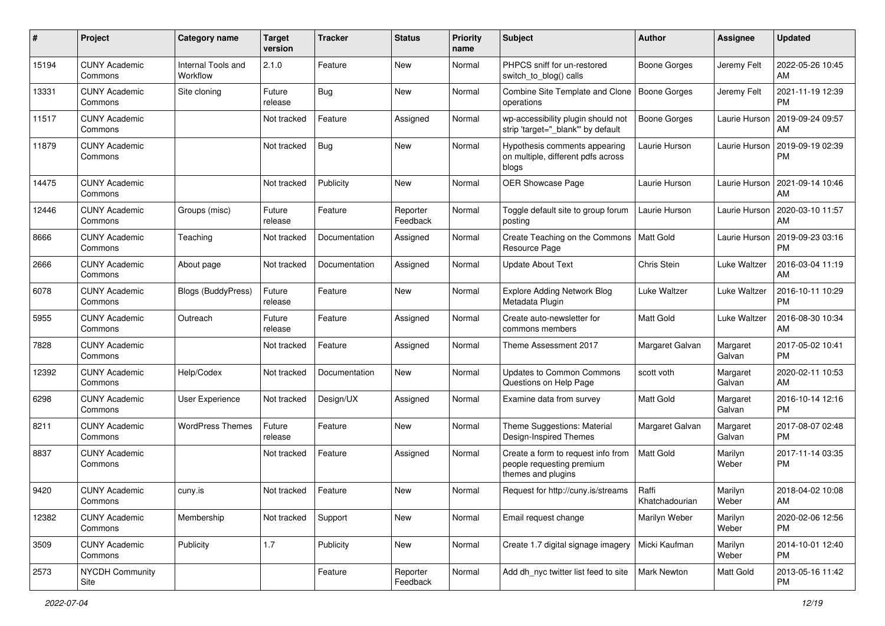| # | Project | Category name | Target version | Tracker | Status | Priority name | Subject | Author | Assignee | Updated |
|---|---|---|---|---|---|---|---|---|---|---|
| 15194 | CUNY Academic Commons | Internal Tools and Workflow | 2.1.0 | Feature | New | Normal | PHPCS sniff for un-restored switch_to_blog() calls | Boone Gorges | Jeremy Felt | 2022-05-26 10:45 AM |
| 13331 | CUNY Academic Commons | Site cloning | Future release | Bug | New | Normal | Combine Site Template and Clone operations | Boone Gorges | Jeremy Felt | 2021-11-19 12:39 PM |
| 11517 | CUNY Academic Commons | | Not tracked | Feature | Assigned | Normal | wp-accessibility plugin should not strip 'target="_blank"' by default | Boone Gorges | Laurie Hurson | 2019-09-24 09:57 AM |
| 11879 | CUNY Academic Commons | | Not tracked | Bug | New | Normal | Hypothesis comments appearing on multiple, different pdfs across blogs | Laurie Hurson | Laurie Hurson | 2019-09-19 02:39 PM |
| 14475 | CUNY Academic Commons | | Not tracked | Publicity | New | Normal | OER Showcase Page | Laurie Hurson | Laurie Hurson | 2021-09-14 10:46 AM |
| 12446 | CUNY Academic Commons | Groups (misc) | Future release | Feature | Reporter Feedback | Normal | Toggle default site to group forum posting | Laurie Hurson | Laurie Hurson | 2020-03-10 11:57 AM |
| 8666 | CUNY Academic Commons | Teaching | Not tracked | Documentation | Assigned | Normal | Create Teaching on the Commons Resource Page | Matt Gold | Laurie Hurson | 2019-09-23 03:16 PM |
| 2666 | CUNY Academic Commons | About page | Not tracked | Documentation | Assigned | Normal | Update About Text | Chris Stein | Luke Waltzer | 2016-03-04 11:19 AM |
| 6078 | CUNY Academic Commons | Blogs (BuddyPress) | Future release | Feature | New | Normal | Explore Adding Network Blog Metadata Plugin | Luke Waltzer | Luke Waltzer | 2016-10-11 10:29 PM |
| 5955 | CUNY Academic Commons | Outreach | Future release | Feature | Assigned | Normal | Create auto-newsletter for commons members | Matt Gold | Luke Waltzer | 2016-08-30 10:34 AM |
| 7828 | CUNY Academic Commons | | Not tracked | Feature | Assigned | Normal | Theme Assessment 2017 | Margaret Galvan | Margaret Galvan | 2017-05-02 10:41 PM |
| 12392 | CUNY Academic Commons | Help/Codex | Not tracked | Documentation | New | Normal | Updates to Common Commons Questions on Help Page | scott voth | Margaret Galvan | 2020-02-11 10:53 AM |
| 6298 | CUNY Academic Commons | User Experience | Not tracked | Design/UX | Assigned | Normal | Examine data from survey | Matt Gold | Margaret Galvan | 2016-10-14 12:16 PM |
| 8211 | CUNY Academic Commons | WordPress Themes | Future release | Feature | New | Normal | Theme Suggestions: Material Design-Inspired Themes | Margaret Galvan | Margaret Galvan | 2017-08-07 02:48 PM |
| 8837 | CUNY Academic Commons | | Not tracked | Feature | Assigned | Normal | Create a form to request info from people requesting premium themes and plugins | Matt Gold | Marilyn Weber | 2017-11-14 03:35 PM |
| 9420 | CUNY Academic Commons | cuny.is | Not tracked | Feature | New | Normal | Request for http://cuny.is/streams | Raffi Khatchadourian | Marilyn Weber | 2018-04-02 10:08 AM |
| 12382 | CUNY Academic Commons | Membership | Not tracked | Support | New | Normal | Email request change | Marilyn Weber | Marilyn Weber | 2020-02-06 12:56 PM |
| 3509 | CUNY Academic Commons | Publicity | 1.7 | Publicity | New | Normal | Create 1.7 digital signage imagery | Micki Kaufman | Marilyn Weber | 2014-10-01 12:40 PM |
| 2573 | NYCDH Community Site | | | Feature | Reporter Feedback | Normal | Add dh_nyc twitter list feed to site | Mark Newton | Matt Gold | 2013-05-16 11:42 PM |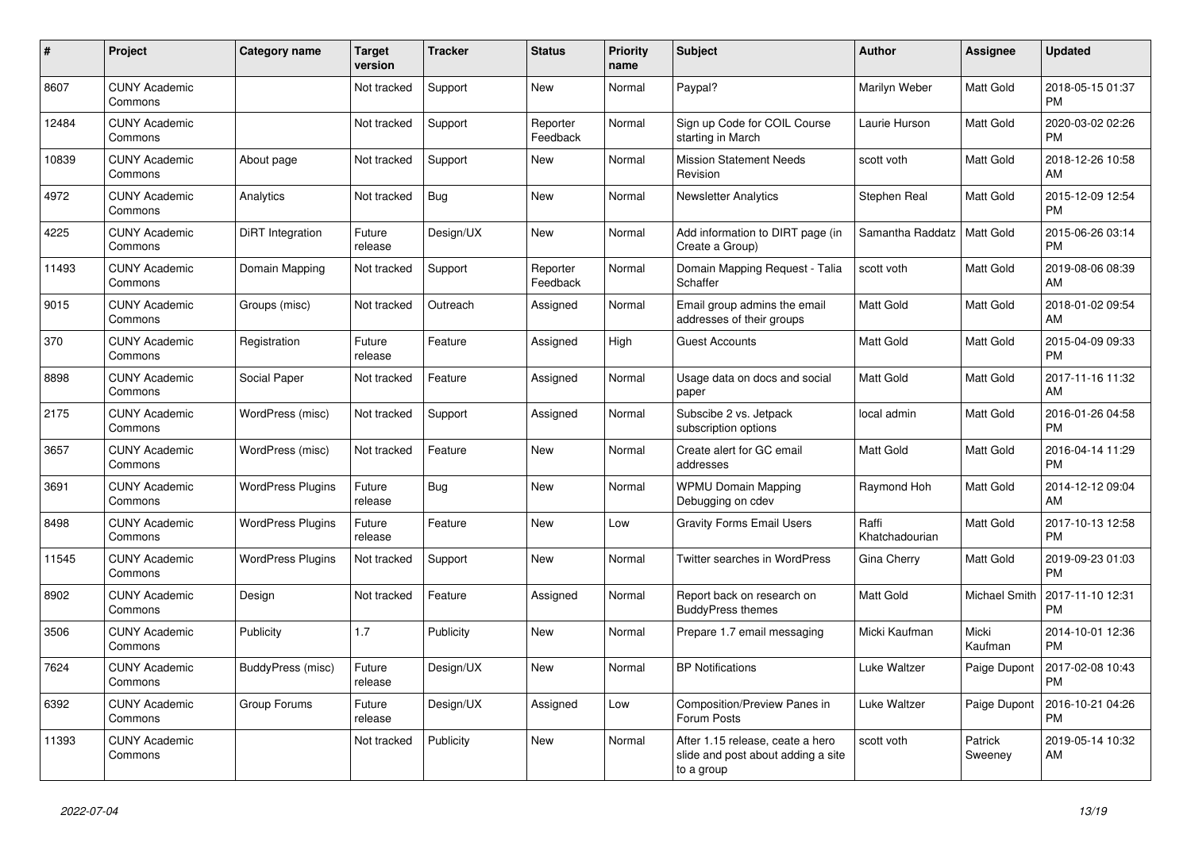| # | Project | Category name | Target version | Tracker | Status | Priority name | Subject | Author | Assignee | Updated |
|---|---|---|---|---|---|---|---|---|---|---|
| 8607 | CUNY Academic Commons | | Not tracked | Support | New | Normal | Paypal? | Marilyn Weber | Matt Gold | 2018-05-15 01:37 PM |
| 12484 | CUNY Academic Commons | | Not tracked | Support | Reporter Feedback | Normal | Sign up Code for COIL Course starting in March | Laurie Hurson | Matt Gold | 2020-03-02 02:26 PM |
| 10839 | CUNY Academic Commons | About page | Not tracked | Support | New | Normal | Mission Statement Needs Revision | scott voth | Matt Gold | 2018-12-26 10:58 AM |
| 4972 | CUNY Academic Commons | Analytics | Not tracked | Bug | New | Normal | Newsletter Analytics | Stephen Real | Matt Gold | 2015-12-09 12:54 PM |
| 4225 | CUNY Academic Commons | DiRT Integration | Future release | Design/UX | New | Normal | Add information to DIRT page (in Create a Group) | Samantha Raddatz | Matt Gold | 2015-06-26 03:14 PM |
| 11493 | CUNY Academic Commons | Domain Mapping | Not tracked | Support | Reporter Feedback | Normal | Domain Mapping Request - Talia Schaffer | scott voth | Matt Gold | 2019-08-06 08:39 AM |
| 9015 | CUNY Academic Commons | Groups (misc) | Not tracked | Outreach | Assigned | Normal | Email group admins the email addresses of their groups | Matt Gold | Matt Gold | 2018-01-02 09:54 AM |
| 370 | CUNY Academic Commons | Registration | Future release | Feature | Assigned | High | Guest Accounts | Matt Gold | Matt Gold | 2015-04-09 09:33 PM |
| 8898 | CUNY Academic Commons | Social Paper | Not tracked | Feature | Assigned | Normal | Usage data on docs and social paper | Matt Gold | Matt Gold | 2017-11-16 11:32 AM |
| 2175 | CUNY Academic Commons | WordPress (misc) | Not tracked | Support | Assigned | Normal | Subscibe 2 vs. Jetpack subscription options | local admin | Matt Gold | 2016-01-26 04:58 PM |
| 3657 | CUNY Academic Commons | WordPress (misc) | Not tracked | Feature | New | Normal | Create alert for GC email addresses | Matt Gold | Matt Gold | 2016-04-14 11:29 PM |
| 3691 | CUNY Academic Commons | WordPress Plugins | Future release | Bug | New | Normal | WPMU Domain Mapping Debugging on cdev | Raymond Hoh | Matt Gold | 2014-12-12 09:04 AM |
| 8498 | CUNY Academic Commons | WordPress Plugins | Future release | Feature | New | Low | Gravity Forms Email Users | Raffi Khatchadourian | Matt Gold | 2017-10-13 12:58 PM |
| 11545 | CUNY Academic Commons | WordPress Plugins | Not tracked | Support | New | Normal | Twitter searches in WordPress | Gina Cherry | Matt Gold | 2019-09-23 01:03 PM |
| 8902 | CUNY Academic Commons | Design | Not tracked | Feature | Assigned | Normal | Report back on research on BuddyPress themes | Matt Gold | Michael Smith | 2017-11-10 12:31 PM |
| 3506 | CUNY Academic Commons | Publicity | 1.7 | Publicity | New | Normal | Prepare 1.7 email messaging | Micki Kaufman | Micki Kaufman | 2014-10-01 12:36 PM |
| 7624 | CUNY Academic Commons | BuddyPress (misc) | Future release | Design/UX | New | Normal | BP Notifications | Luke Waltzer | Paige Dupont | 2017-02-08 10:43 PM |
| 6392 | CUNY Academic Commons | Group Forums | Future release | Design/UX | Assigned | Low | Composition/Preview Panes in Forum Posts | Luke Waltzer | Paige Dupont | 2016-10-21 04:26 PM |
| 11393 | CUNY Academic Commons | | Not tracked | Publicity | New | Normal | After 1.15 release, ceate a hero slide and post about adding a site to a group | scott voth | Patrick Sweeney | 2019-05-14 10:32 AM |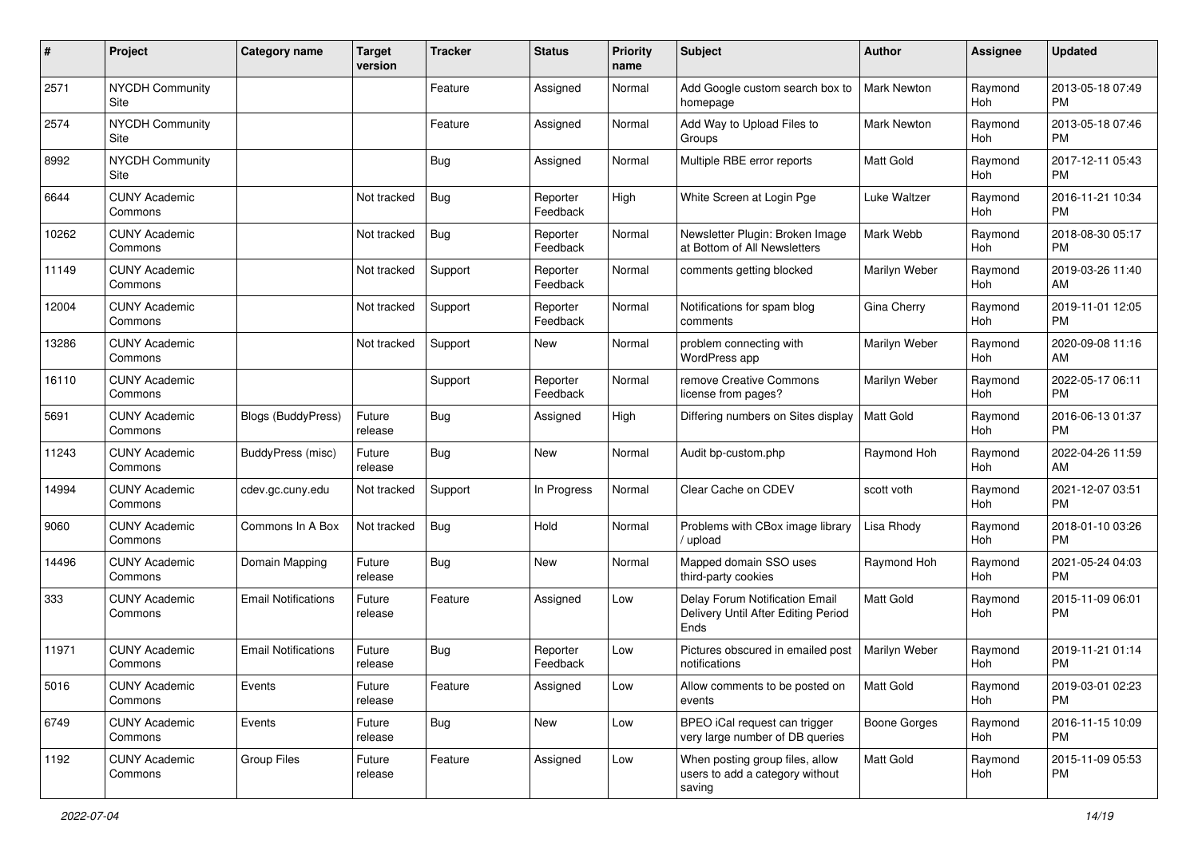| # | Project | Category name | Target version | Tracker | Status | Priority name | Subject | Author | Assignee | Updated |
|---|---|---|---|---|---|---|---|---|---|---|
| 2571 | NYCDH Community Site | | | Feature | Assigned | Normal | Add Google custom search box to homepage | Mark Newton | Raymond Hoh | 2013-05-18 07:49 PM |
| 2574 | NYCDH Community Site | | | Feature | Assigned | Normal | Add Way to Upload Files to Groups | Mark Newton | Raymond Hoh | 2013-05-18 07:46 PM |
| 8992 | NYCDH Community Site | | | Bug | Assigned | Normal | Multiple RBE error reports | Matt Gold | Raymond Hoh | 2017-12-11 05:43 PM |
| 6644 | CUNY Academic Commons | | Not tracked | Bug | Reporter Feedback | High | White Screen at Login Pge | Luke Waltzer | Raymond Hoh | 2016-11-21 10:34 PM |
| 10262 | CUNY Academic Commons | | Not tracked | Bug | Reporter Feedback | Normal | Newsletter Plugin: Broken Image at Bottom of All Newsletters | Mark Webb | Raymond Hoh | 2018-08-30 05:17 PM |
| 11149 | CUNY Academic Commons | | Not tracked | Support | Reporter Feedback | Normal | comments getting blocked | Marilyn Weber | Raymond Hoh | 2019-03-26 11:40 AM |
| 12004 | CUNY Academic Commons | | Not tracked | Support | Reporter Feedback | Normal | Notifications for spam blog comments | Gina Cherry | Raymond Hoh | 2019-11-01 12:05 PM |
| 13286 | CUNY Academic Commons | | Not tracked | Support | New | Normal | problem connecting with WordPress app | Marilyn Weber | Raymond Hoh | 2020-09-08 11:16 AM |
| 16110 | CUNY Academic Commons | | | Support | Reporter Feedback | Normal | remove Creative Commons license from pages? | Marilyn Weber | Raymond Hoh | 2022-05-17 06:11 PM |
| 5691 | CUNY Academic Commons | Blogs (BuddyPress) | Future release | Bug | Assigned | High | Differing numbers on Sites display | Matt Gold | Raymond Hoh | 2016-06-13 01:37 PM |
| 11243 | CUNY Academic Commons | BuddyPress (misc) | Future release | Bug | New | Normal | Audit bp-custom.php | Raymond Hoh | Raymond Hoh | 2022-04-26 11:59 AM |
| 14994 | CUNY Academic Commons | cdev.gc.cuny.edu | Not tracked | Support | In Progress | Normal | Clear Cache on CDEV | scott voth | Raymond Hoh | 2021-12-07 03:51 PM |
| 9060 | CUNY Academic Commons | Commons In A Box | Not tracked | Bug | Hold | Normal | Problems with CBox image library / upload | Lisa Rhody | Raymond Hoh | 2018-01-10 03:26 PM |
| 14496 | CUNY Academic Commons | Domain Mapping | Future release | Bug | New | Normal | Mapped domain SSO uses third-party cookies | Raymond Hoh | Raymond Hoh | 2021-05-24 04:03 PM |
| 333 | CUNY Academic Commons | Email Notifications | Future release | Feature | Assigned | Low | Delay Forum Notification Email Delivery Until After Editing Period Ends | Matt Gold | Raymond Hoh | 2015-11-09 06:01 PM |
| 11971 | CUNY Academic Commons | Email Notifications | Future release | Bug | Reporter Feedback | Low | Pictures obscured in emailed post notifications | Marilyn Weber | Raymond Hoh | 2019-11-21 01:14 PM |
| 5016 | CUNY Academic Commons | Events | Future release | Feature | Assigned | Low | Allow comments to be posted on events | Matt Gold | Raymond Hoh | 2019-03-01 02:23 PM |
| 6749 | CUNY Academic Commons | Events | Future release | Bug | New | Low | BPEO iCal request can trigger very large number of DB queries | Boone Gorges | Raymond Hoh | 2016-11-15 10:09 PM |
| 1192 | CUNY Academic Commons | Group Files | Future release | Feature | Assigned | Low | When posting group files, allow users to add a category without saving | Matt Gold | Raymond Hoh | 2015-11-09 05:53 PM |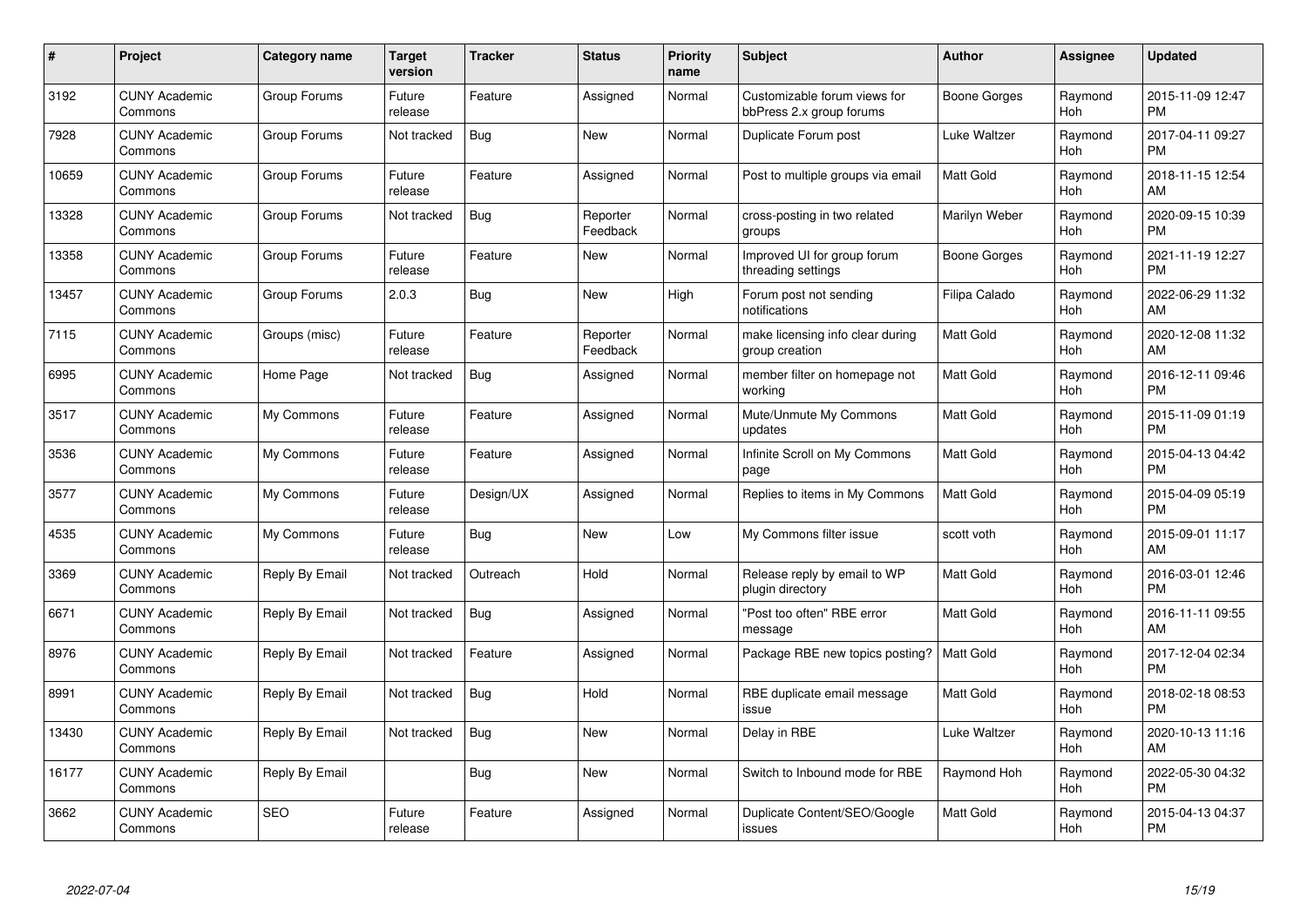| # | Project | Category name | Target version | Tracker | Status | Priority name | Subject | Author | Assignee | Updated |
|---|---|---|---|---|---|---|---|---|---|---|
| 3192 | CUNY Academic Commons | Group Forums | Future release | Feature | Assigned | Normal | Customizable forum views for bbPress 2.x group forums | Boone Gorges | Raymond Hoh | 2015-11-09 12:47 PM |
| 7928 | CUNY Academic Commons | Group Forums | Not tracked | Bug | New | Normal | Duplicate Forum post | Luke Waltzer | Raymond Hoh | 2017-04-11 09:27 PM |
| 10659 | CUNY Academic Commons | Group Forums | Future release | Feature | Assigned | Normal | Post to multiple groups via email | Matt Gold | Raymond Hoh | 2018-11-15 12:54 AM |
| 13328 | CUNY Academic Commons | Group Forums | Not tracked | Bug | Reporter Feedback | Normal | cross-posting in two related groups | Marilyn Weber | Raymond Hoh | 2020-09-15 10:39 PM |
| 13358 | CUNY Academic Commons | Group Forums | Future release | Feature | New | Normal | Improved UI for group forum threading settings | Boone Gorges | Raymond Hoh | 2021-11-19 12:27 PM |
| 13457 | CUNY Academic Commons | Group Forums | 2.0.3 | Bug | New | High | Forum post not sending notifications | Filipa Calado | Raymond Hoh | 2022-06-29 11:32 AM |
| 7115 | CUNY Academic Commons | Groups (misc) | Future release | Feature | Reporter Feedback | Normal | make licensing info clear during group creation | Matt Gold | Raymond Hoh | 2020-12-08 11:32 AM |
| 6995 | CUNY Academic Commons | Home Page | Not tracked | Bug | Assigned | Normal | member filter on homepage not working | Matt Gold | Raymond Hoh | 2016-12-11 09:46 PM |
| 3517 | CUNY Academic Commons | My Commons | Future release | Feature | Assigned | Normal | Mute/Unmute My Commons updates | Matt Gold | Raymond Hoh | 2015-11-09 01:19 PM |
| 3536 | CUNY Academic Commons | My Commons | Future release | Feature | Assigned | Normal | Infinite Scroll on My Commons page | Matt Gold | Raymond Hoh | 2015-04-13 04:42 PM |
| 3577 | CUNY Academic Commons | My Commons | Future release | Design/UX | Assigned | Normal | Replies to items in My Commons | Matt Gold | Raymond Hoh | 2015-04-09 05:19 PM |
| 4535 | CUNY Academic Commons | My Commons | Future release | Bug | New | Low | My Commons filter issue | scott voth | Raymond Hoh | 2015-09-01 11:17 AM |
| 3369 | CUNY Academic Commons | Reply By Email | Not tracked | Outreach | Hold | Normal | Release reply by email to WP plugin directory | Matt Gold | Raymond Hoh | 2016-03-01 12:46 PM |
| 6671 | CUNY Academic Commons | Reply By Email | Not tracked | Bug | Assigned | Normal | "Post too often" RBE error message | Matt Gold | Raymond Hoh | 2016-11-11 09:55 AM |
| 8976 | CUNY Academic Commons | Reply By Email | Not tracked | Feature | Assigned | Normal | Package RBE new topics posting? | Matt Gold | Raymond Hoh | 2017-12-04 02:34 PM |
| 8991 | CUNY Academic Commons | Reply By Email | Not tracked | Bug | Hold | Normal | RBE duplicate email message issue | Matt Gold | Raymond Hoh | 2018-02-18 08:53 PM |
| 13430 | CUNY Academic Commons | Reply By Email | Not tracked | Bug | New | Normal | Delay in RBE | Luke Waltzer | Raymond Hoh | 2020-10-13 11:16 AM |
| 16177 | CUNY Academic Commons | Reply By Email | | Bug | New | Normal | Switch to Inbound mode for RBE | Raymond Hoh | Raymond Hoh | 2022-05-30 04:32 PM |
| 3662 | CUNY Academic Commons | SEO | Future release | Feature | Assigned | Normal | Duplicate Content/SEO/Google issues | Matt Gold | Raymond Hoh | 2015-04-13 04:37 PM |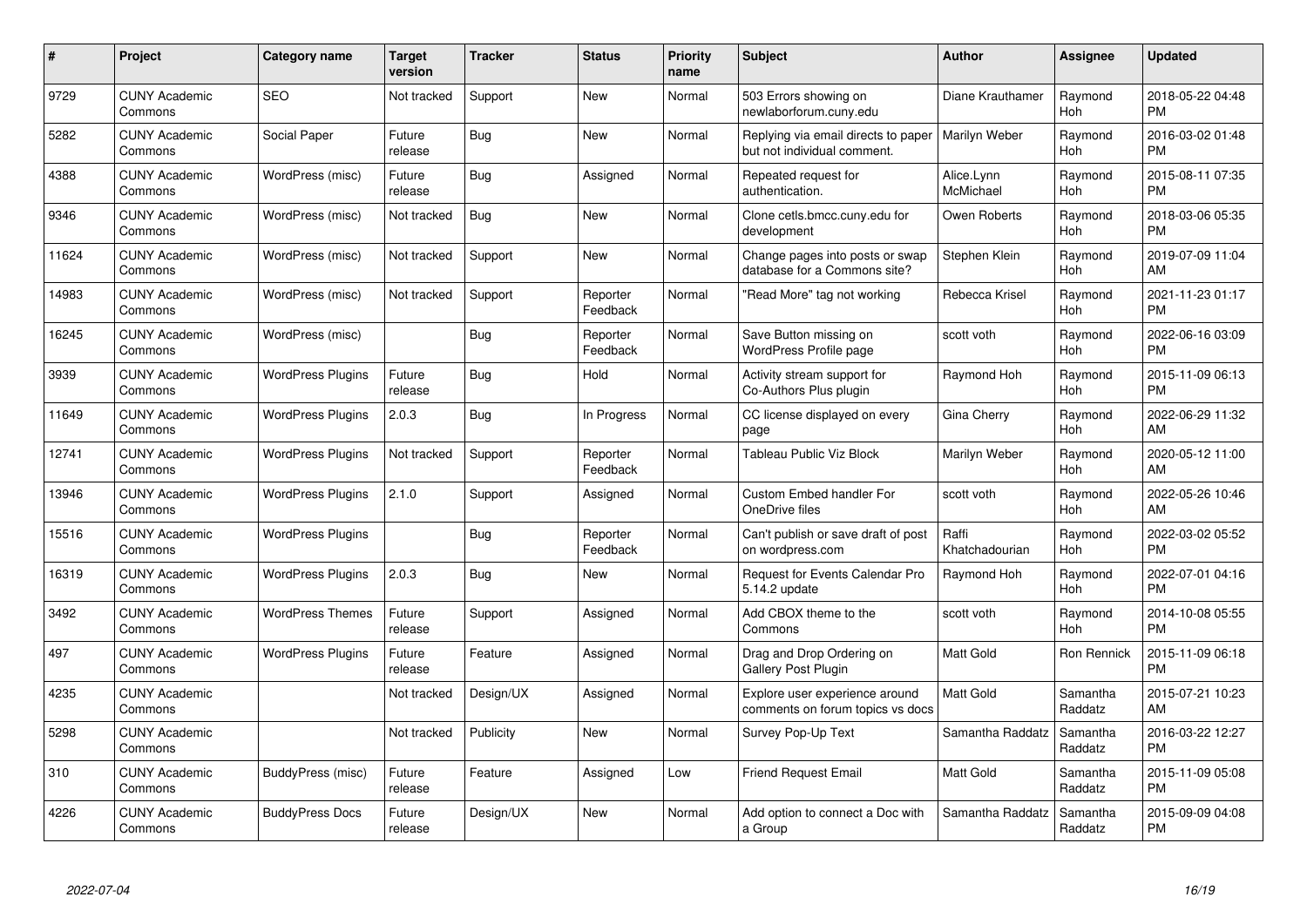| # | Project | Category name | Target version | Tracker | Status | Priority name | Subject | Author | Assignee | Updated |
|---|---|---|---|---|---|---|---|---|---|---|
| 9729 | CUNY Academic Commons | SEO | Not tracked | Support | New | Normal | 503 Errors showing on newlaborforum.cuny.edu | Diane Krauthamer | Raymond Hoh | 2018-05-22 04:48 PM |
| 5282 | CUNY Academic Commons | Social Paper | Future release | Bug | New | Normal | Replying via email directs to paper but not individual comment. | Marilyn Weber | Raymond Hoh | 2016-03-02 01:48 PM |
| 4388 | CUNY Academic Commons | WordPress (misc) | Future release | Bug | Assigned | Normal | Repeated request for authentication. | Alice.Lynn McMichael | Raymond Hoh | 2015-08-11 07:35 PM |
| 9346 | CUNY Academic Commons | WordPress (misc) | Not tracked | Bug | New | Normal | Clone cetls.bmcc.cuny.edu for development | Owen Roberts | Raymond Hoh | 2018-03-06 05:35 PM |
| 11624 | CUNY Academic Commons | WordPress (misc) | Not tracked | Support | New | Normal | Change pages into posts or swap database for a Commons site? | Stephen Klein | Raymond Hoh | 2019-07-09 11:04 AM |
| 14983 | CUNY Academic Commons | WordPress (misc) | Not tracked | Support | Reporter Feedback | Normal | "Read More" tag not working | Rebecca Krisel | Raymond Hoh | 2021-11-23 01:17 PM |
| 16245 | CUNY Academic Commons | WordPress (misc) | | Bug | Reporter Feedback | Normal | Save Button missing on WordPress Profile page | scott voth | Raymond Hoh | 2022-06-16 03:09 PM |
| 3939 | CUNY Academic Commons | WordPress Plugins | Future release | Bug | Hold | Normal | Activity stream support for Co-Authors Plus plugin | Raymond Hoh | Raymond Hoh | 2015-11-09 06:13 PM |
| 11649 | CUNY Academic Commons | WordPress Plugins | 2.0.3 | Bug | In Progress | Normal | CC license displayed on every page | Gina Cherry | Raymond Hoh | 2022-06-29 11:32 AM |
| 12741 | CUNY Academic Commons | WordPress Plugins | Not tracked | Support | Reporter Feedback | Normal | Tableau Public Viz Block | Marilyn Weber | Raymond Hoh | 2020-05-12 11:00 AM |
| 13946 | CUNY Academic Commons | WordPress Plugins | 2.1.0 | Support | Assigned | Normal | Custom Embed handler For OneDrive files | scott voth | Raymond Hoh | 2022-05-26 10:46 AM |
| 15516 | CUNY Academic Commons | WordPress Plugins | | Bug | Reporter Feedback | Normal | Can't publish or save draft of post on wordpress.com | Raffi Khatchadourian | Raymond Hoh | 2022-03-02 05:52 PM |
| 16319 | CUNY Academic Commons | WordPress Plugins | 2.0.3 | Bug | New | Normal | Request for Events Calendar Pro 5.14.2 update | Raymond Hoh | Raymond Hoh | 2022-07-01 04:16 PM |
| 3492 | CUNY Academic Commons | WordPress Themes | Future release | Support | Assigned | Normal | Add CBOX theme to the Commons | scott voth | Raymond Hoh | 2014-10-08 05:55 PM |
| 497 | CUNY Academic Commons | WordPress Plugins | Future release | Feature | Assigned | Normal | Drag and Drop Ordering on Gallery Post Plugin | Matt Gold | Ron Rennick | 2015-11-09 06:18 PM |
| 4235 | CUNY Academic Commons | | Not tracked | Design/UX | Assigned | Normal | Explore user experience around comments on forum topics vs docs | Matt Gold | Samantha Raddatz | 2015-07-21 10:23 AM |
| 5298 | CUNY Academic Commons | | Not tracked | Publicity | New | Normal | Survey Pop-Up Text | Samantha Raddatz | Samantha Raddatz | 2016-03-22 12:27 PM |
| 310 | CUNY Academic Commons | BuddyPress (misc) | Future release | Feature | Assigned | Low | Friend Request Email | Matt Gold | Samantha Raddatz | 2015-11-09 05:08 PM |
| 4226 | CUNY Academic Commons | BuddyPress Docs | Future release | Design/UX | New | Normal | Add option to connect a Doc with a Group | Samantha Raddatz | Samantha Raddatz | 2015-09-09 04:08 PM |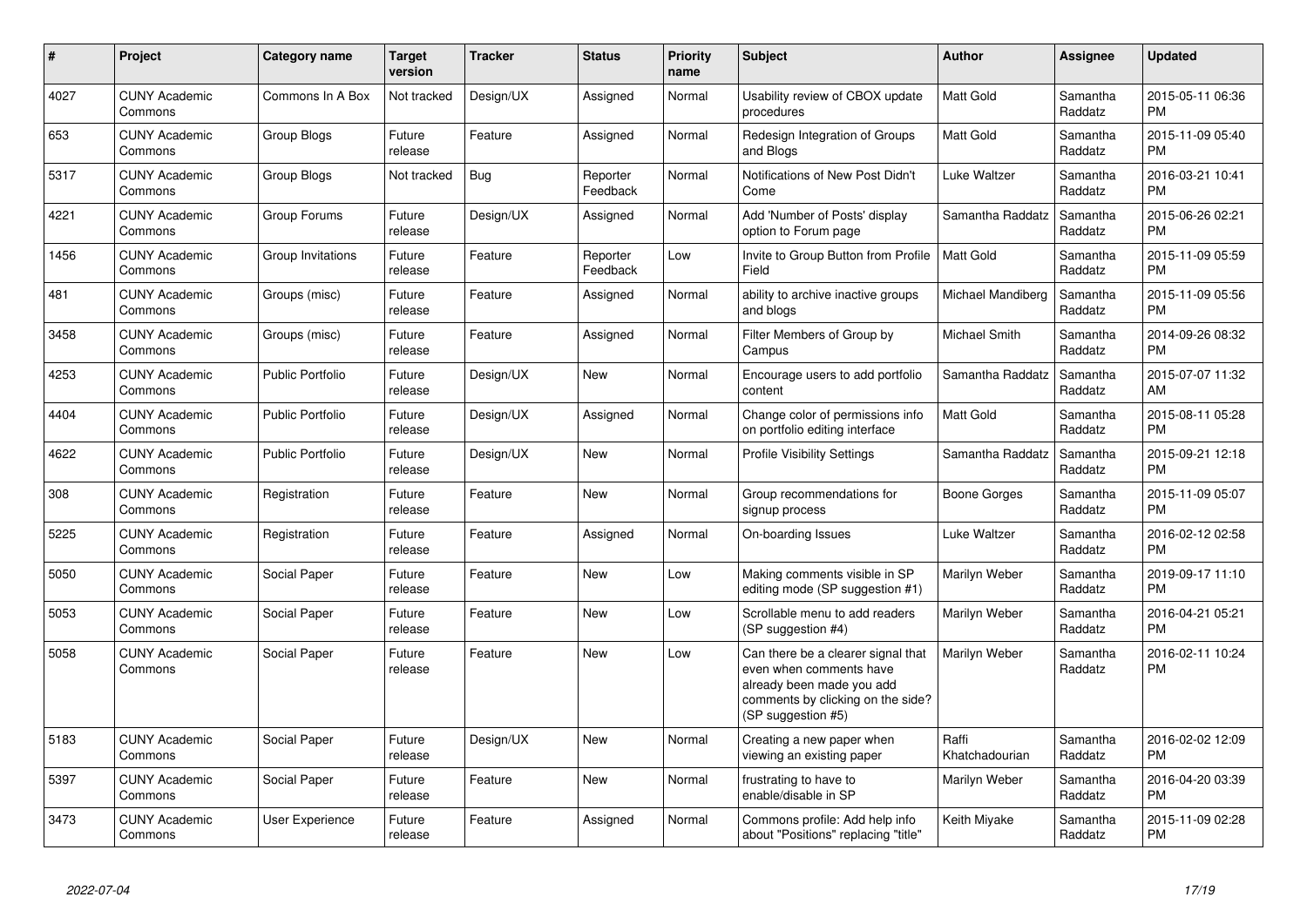| # | Project | Category name | Target version | Tracker | Status | Priority name | Subject | Author | Assignee | Updated |
|---|---|---|---|---|---|---|---|---|---|---|
| 4027 | CUNY Academic Commons | Commons In A Box | Not tracked | Design/UX | Assigned | Normal | Usability review of CBOX update procedures | Matt Gold | Samantha Raddatz | 2015-05-11 06:36 PM |
| 653 | CUNY Academic Commons | Group Blogs | Future release | Feature | Assigned | Normal | Redesign Integration of Groups and Blogs | Matt Gold | Samantha Raddatz | 2015-11-09 05:40 PM |
| 5317 | CUNY Academic Commons | Group Blogs | Not tracked | Bug | Reporter Feedback | Normal | Notifications of New Post Didn't Come | Luke Waltzer | Samantha Raddatz | 2016-03-21 10:41 PM |
| 4221 | CUNY Academic Commons | Group Forums | Future release | Design/UX | Assigned | Normal | Add 'Number of Posts' display option to Forum page | Samantha Raddatz | Samantha Raddatz | 2015-06-26 02:21 PM |
| 1456 | CUNY Academic Commons | Group Invitations | Future release | Feature | Reporter Feedback | Low | Invite to Group Button from Profile Field | Matt Gold | Samantha Raddatz | 2015-11-09 05:59 PM |
| 481 | CUNY Academic Commons | Groups (misc) | Future release | Feature | Assigned | Normal | ability to archive inactive groups and blogs | Michael Mandiberg | Samantha Raddatz | 2015-11-09 05:56 PM |
| 3458 | CUNY Academic Commons | Groups (misc) | Future release | Feature | Assigned | Normal | Filter Members of Group by Campus | Michael Smith | Samantha Raddatz | 2014-09-26 08:32 PM |
| 4253 | CUNY Academic Commons | Public Portfolio | Future release | Design/UX | New | Normal | Encourage users to add portfolio content | Samantha Raddatz | Samantha Raddatz | 2015-07-07 11:32 AM |
| 4404 | CUNY Academic Commons | Public Portfolio | Future release | Design/UX | Assigned | Normal | Change color of permissions info on portfolio editing interface | Matt Gold | Samantha Raddatz | 2015-08-11 05:28 PM |
| 4622 | CUNY Academic Commons | Public Portfolio | Future release | Design/UX | New | Normal | Profile Visibility Settings | Samantha Raddatz | Samantha Raddatz | 2015-09-21 12:18 PM |
| 308 | CUNY Academic Commons | Registration | Future release | Feature | New | Normal | Group recommendations for signup process | Boone Gorges | Samantha Raddatz | 2015-11-09 05:07 PM |
| 5225 | CUNY Academic Commons | Registration | Future release | Feature | Assigned | Normal | On-boarding Issues | Luke Waltzer | Samantha Raddatz | 2016-02-12 02:58 PM |
| 5050 | CUNY Academic Commons | Social Paper | Future release | Feature | New | Low | Making comments visible in SP editing mode (SP suggestion #1) | Marilyn Weber | Samantha Raddatz | 2019-09-17 11:10 PM |
| 5053 | CUNY Academic Commons | Social Paper | Future release | Feature | New | Low | Scrollable menu to add readers (SP suggestion #4) | Marilyn Weber | Samantha Raddatz | 2016-04-21 05:21 PM |
| 5058 | CUNY Academic Commons | Social Paper | Future release | Feature | New | Low | Can there be a clearer signal that even when comments have already been made you add comments by clicking on the side? (SP suggestion #5) | Marilyn Weber | Samantha Raddatz | 2016-02-11 10:24 PM |
| 5183 | CUNY Academic Commons | Social Paper | Future release | Design/UX | New | Normal | Creating a new paper when viewing an existing paper | Raffi Khatchadourian | Samantha Raddatz | 2016-02-02 12:09 PM |
| 5397 | CUNY Academic Commons | Social Paper | Future release | Feature | New | Normal | frustrating to have to enable/disable in SP | Marilyn Weber | Samantha Raddatz | 2016-04-20 03:39 PM |
| 3473 | CUNY Academic Commons | User Experience | Future release | Feature | Assigned | Normal | Commons profile: Add help info about "Positions" replacing "title" | Keith Miyake | Samantha Raddatz | 2015-11-09 02:28 PM |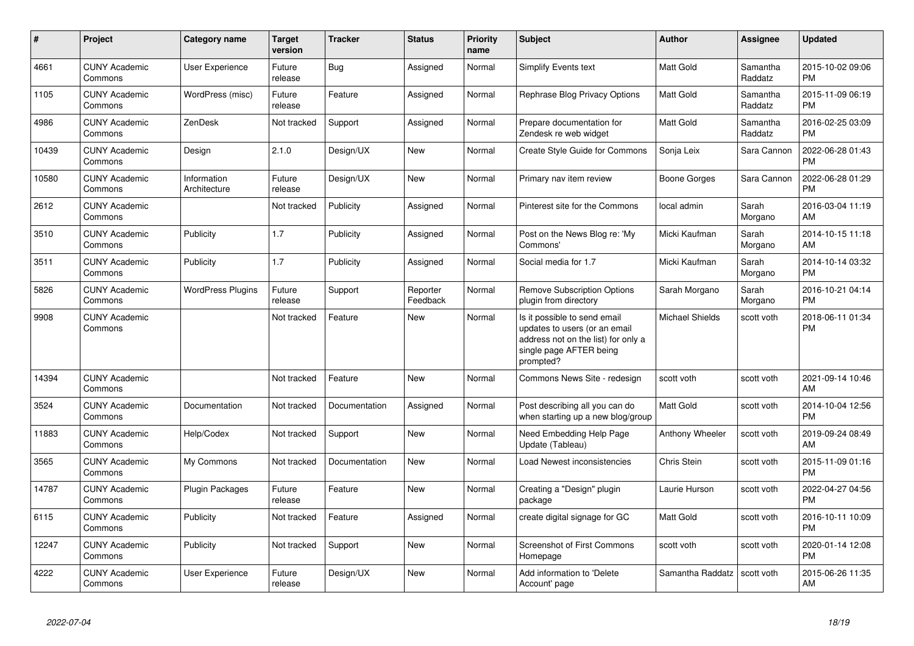| # | Project | Category name | Target version | Tracker | Status | Priority name | Subject | Author | Assignee | Updated |
|---|---|---|---|---|---|---|---|---|---|---|
| 4661 | CUNY Academic Commons | User Experience | Future release | Bug | Assigned | Normal | Simplify Events text | Matt Gold | Samantha Raddatz | 2015-10-02 09:06 PM |
| 1105 | CUNY Academic Commons | WordPress (misc) | Future release | Feature | Assigned | Normal | Rephrase Blog Privacy Options | Matt Gold | Samantha Raddatz | 2015-11-09 06:19 PM |
| 4986 | CUNY Academic Commons | ZenDesk | Not tracked | Support | Assigned | Normal | Prepare documentation for Zendesk re web widget | Matt Gold | Samantha Raddatz | 2016-02-25 03:09 PM |
| 10439 | CUNY Academic Commons | Design | 2.1.0 | Design/UX | New | Normal | Create Style Guide for Commons | Sonja Leix | Sara Cannon | 2022-06-28 01:43 PM |
| 10580 | CUNY Academic Commons | Information Architecture | Future release | Design/UX | New | Normal | Primary nav item review | Boone Gorges | Sara Cannon | 2022-06-28 01:29 PM |
| 2612 | CUNY Academic Commons | | Not tracked | Publicity | Assigned | Normal | Pinterest site for the Commons | local admin | Sarah Morgano | 2016-03-04 11:19 AM |
| 3510 | CUNY Academic Commons | Publicity | 1.7 | Publicity | Assigned | Normal | Post on the News Blog re: 'My Commons' | Micki Kaufman | Sarah Morgano | 2014-10-15 11:18 AM |
| 3511 | CUNY Academic Commons | Publicity | 1.7 | Publicity | Assigned | Normal | Social media for 1.7 | Micki Kaufman | Sarah Morgano | 2014-10-14 03:32 PM |
| 5826 | CUNY Academic Commons | WordPress Plugins | Future release | Support | Reporter Feedback | Normal | Remove Subscription Options plugin from directory | Sarah Morgano | Sarah Morgano | 2016-10-21 04:14 PM |
| 9908 | CUNY Academic Commons | | Not tracked | Feature | New | Normal | Is it possible to send email updates to users (or an email address not on the list) for only a single page AFTER being prompted? | Michael Shields | scott voth | 2018-06-11 01:34 PM |
| 14394 | CUNY Academic Commons | | Not tracked | Feature | New | Normal | Commons News Site - redesign | scott voth | scott voth | 2021-09-14 10:46 AM |
| 3524 | CUNY Academic Commons | Documentation | Not tracked | Documentation | Assigned | Normal | Post describing all you can do when starting up a new blog/group | Matt Gold | scott voth | 2014-10-04 12:56 PM |
| 11883 | CUNY Academic Commons | Help/Codex | Not tracked | Support | New | Normal | Need Embedding Help Page Update (Tableau) | Anthony Wheeler | scott voth | 2019-09-24 08:49 AM |
| 3565 | CUNY Academic Commons | My Commons | Not tracked | Documentation | New | Normal | Load Newest inconsistencies | Chris Stein | scott voth | 2015-11-09 01:16 PM |
| 14787 | CUNY Academic Commons | Plugin Packages | Future release | Feature | New | Normal | Creating a "Design" plugin package | Laurie Hurson | scott voth | 2022-04-27 04:56 PM |
| 6115 | CUNY Academic Commons | Publicity | Not tracked | Feature | Assigned | Normal | create digital signage for GC | Matt Gold | scott voth | 2016-10-11 10:09 PM |
| 12247 | CUNY Academic Commons | Publicity | Not tracked | Support | New | Normal | Screenshot of First Commons Homepage | scott voth | scott voth | 2020-01-14 12:08 PM |
| 4222 | CUNY Academic Commons | User Experience | Future release | Design/UX | New | Normal | Add information to 'Delete Account' page | Samantha Raddatz | scott voth | 2015-06-26 11:35 AM |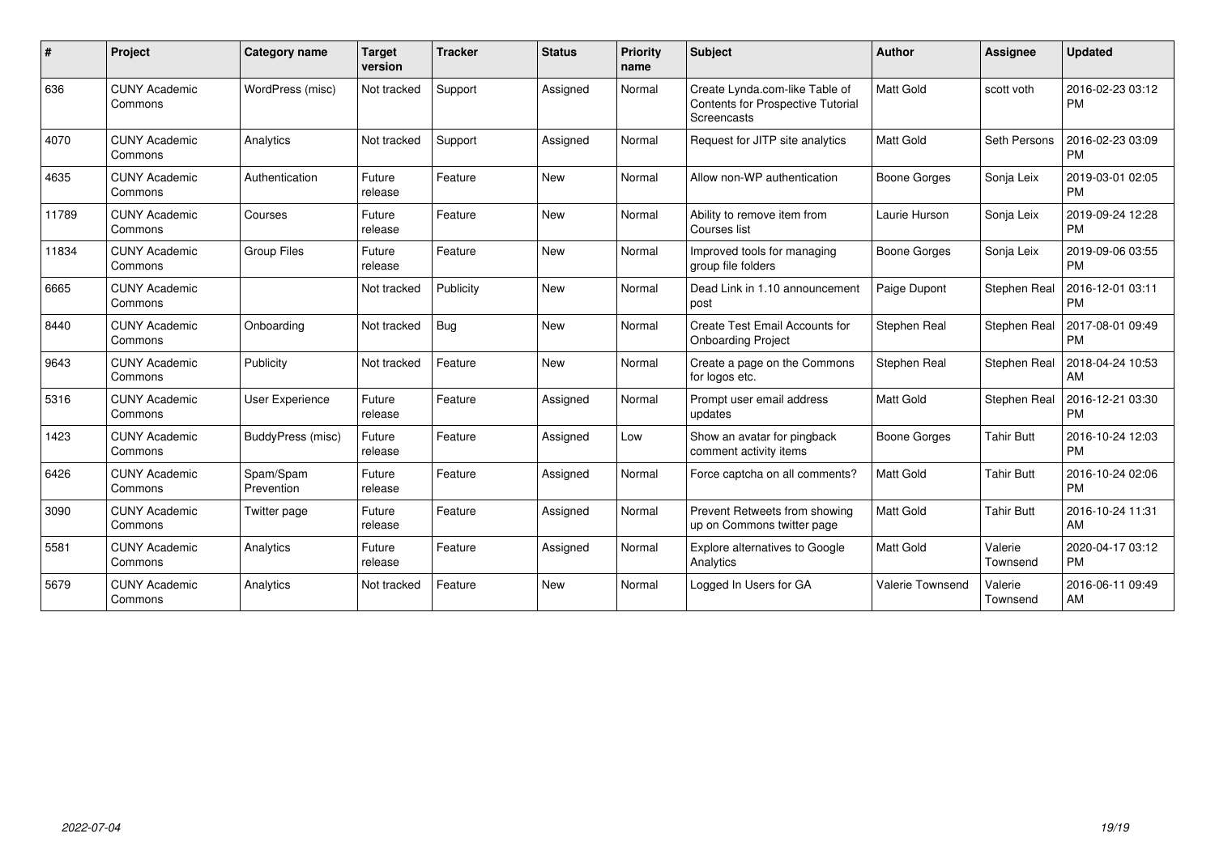| # | Project | Category name | Target version | Tracker | Status | Priority name | Subject | Author | Assignee | Updated |
|---|---|---|---|---|---|---|---|---|---|---|
| 636 | CUNY Academic Commons | WordPress (misc) | Not tracked | Support | Assigned | Normal | Create Lynda.com-like Table of Contents for Prospective Tutorial Screencasts | Matt Gold | scott voth | 2016-02-23 03:12 PM |
| 4070 | CUNY Academic Commons | Analytics | Not tracked | Support | Assigned | Normal | Request for JITP site analytics | Matt Gold | Seth Persons | 2016-02-23 03:09 PM |
| 4635 | CUNY Academic Commons | Authentication | Future release | Feature | New | Normal | Allow non-WP authentication | Boone Gorges | Sonja Leix | 2019-03-01 02:05 PM |
| 11789 | CUNY Academic Commons | Courses | Future release | Feature | New | Normal | Ability to remove item from Courses list | Laurie Hurson | Sonja Leix | 2019-09-24 12:28 PM |
| 11834 | CUNY Academic Commons | Group Files | Future release | Feature | New | Normal | Improved tools for managing group file folders | Boone Gorges | Sonja Leix | 2019-09-06 03:55 PM |
| 6665 | CUNY Academic Commons | | Not tracked | Publicity | New | Normal | Dead Link in 1.10 announcement post | Paige Dupont | Stephen Real | 2016-12-01 03:11 PM |
| 8440 | CUNY Academic Commons | Onboarding | Not tracked | Bug | New | Normal | Create Test Email Accounts for Onboarding Project | Stephen Real | Stephen Real | 2017-08-01 09:49 PM |
| 9643 | CUNY Academic Commons | Publicity | Not tracked | Feature | New | Normal | Create a page on the Commons for logos etc. | Stephen Real | Stephen Real | 2018-04-24 10:53 AM |
| 5316 | CUNY Academic Commons | User Experience | Future release | Feature | Assigned | Normal | Prompt user email address updates | Matt Gold | Stephen Real | 2016-12-21 03:30 PM |
| 1423 | CUNY Academic Commons | BuddyPress (misc) | Future release | Feature | Assigned | Low | Show an avatar for pingback comment activity items | Boone Gorges | Tahir Butt | 2016-10-24 12:03 PM |
| 6426 | CUNY Academic Commons | Spam/Spam Prevention | Future release | Feature | Assigned | Normal | Force captcha on all comments? | Matt Gold | Tahir Butt | 2016-10-24 02:06 PM |
| 3090 | CUNY Academic Commons | Twitter page | Future release | Feature | Assigned | Normal | Prevent Retweets from showing up on Commons twitter page | Matt Gold | Tahir Butt | 2016-10-24 11:31 AM |
| 5581 | CUNY Academic Commons | Analytics | Future release | Feature | Assigned | Normal | Explore alternatives to Google Analytics | Matt Gold | Valerie Townsend | 2020-04-17 03:12 PM |
| 5679 | CUNY Academic Commons | Analytics | Not tracked | Feature | New | Normal | Logged In Users for GA | Valerie Townsend | Valerie Townsend | 2016-06-11 09:49 AM |